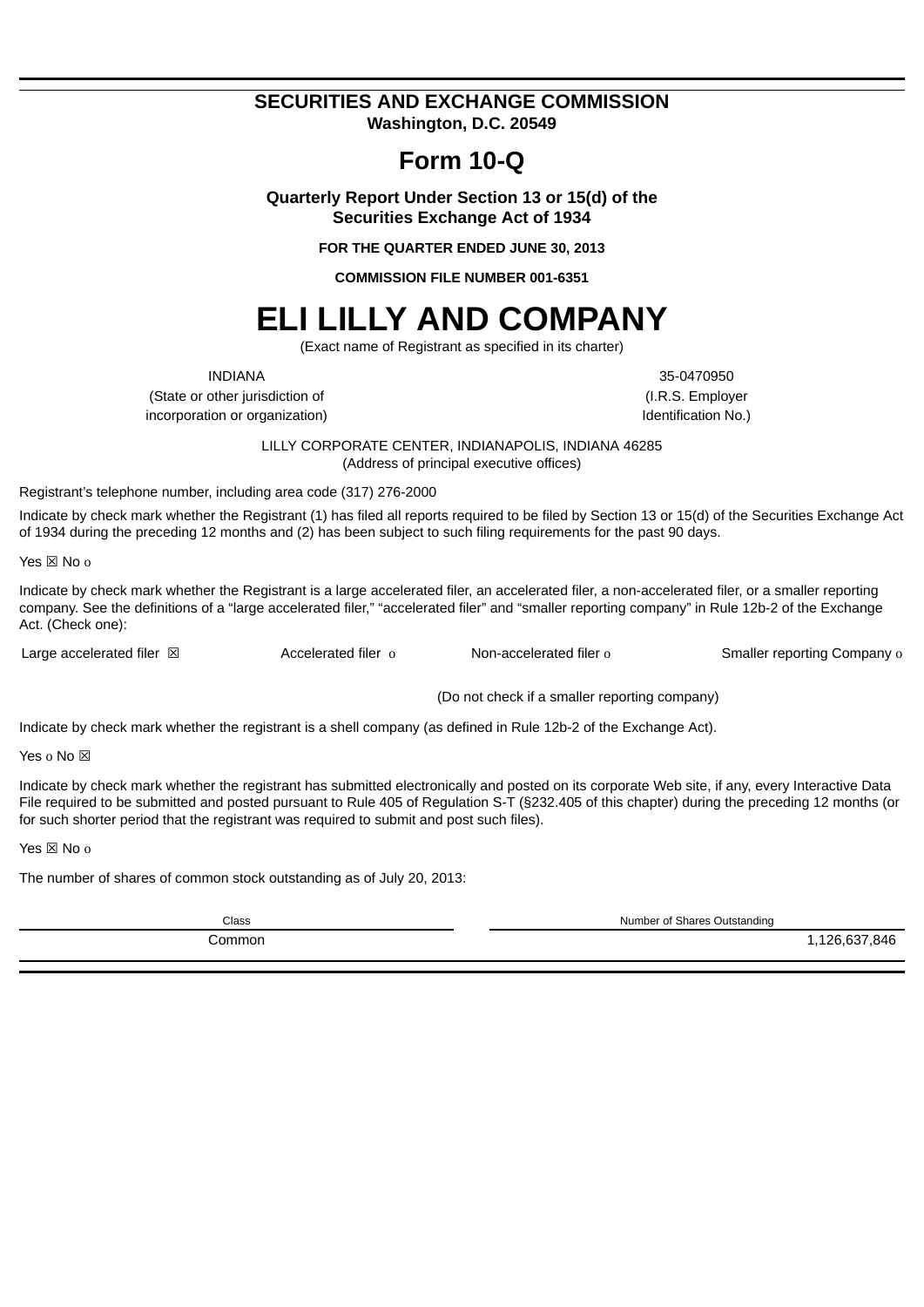**SECURITIES AND EXCHANGE COMMISSION**
**Washington, D.C. 20549**

# Form 10-Q

**Quarterly Report Under Section 13 or 15(d) of the Securities Exchange Act of 1934**

**FOR THE QUARTER ENDED JUNE 30, 2013**

**COMMISSION FILE NUMBER 001-6351**

# ELI LILLY AND COMPANY

(Exact name of Registrant as specified in its charter)

| INDIANA | 35-0470950 |
|---|---|
| (State or other jurisdiction of incorporation or organization) | (I.R.S. Employer Identification No.) |

LILLY CORPORATE CENTER, INDIANAPOLIS, INDIANA 46285
(Address of principal executive offices)

Registrant's telephone number, including area code (317) 276-2000

Indicate by check mark whether the Registrant (1) has filed all reports required to be filed by Section 13 or 15(d) of the Securities Exchange Act of 1934 during the preceding 12 months and (2) has been subject to such filing requirements for the past 90 days.

Yes ☒ No o

Indicate by check mark whether the Registrant is a large accelerated filer, an accelerated filer, a non-accelerated filer, or a smaller reporting company. See the definitions of a "large accelerated filer," "accelerated filer" and "smaller reporting company" in Rule 12b-2 of the Exchange Act. (Check one):

| Large accelerated filer ☒ | Accelerated filer o | Non-accelerated filer o | Smaller reporting Company o |
|---|---|---|---|
| | | (Do not check if a smaller reporting company) | |

Indicate by check mark whether the registrant is a shell company (as defined in Rule 12b-2 of the Exchange Act).

Yes o No ☒

Indicate by check mark whether the registrant has submitted electronically and posted on its corporate Web site, if any, every Interactive Data File required to be submitted and posted pursuant to Rule 405 of Regulation S-T (§232.405 of this chapter) during the preceding 12 months (or for such shorter period that the registrant was required to submit and post such files).

Yes ☒ No o

The number of shares of common stock outstanding as of July 20, 2013:

| Class | Number of Shares Outstanding |
|---|---|
| Common | 1,126,637,846 |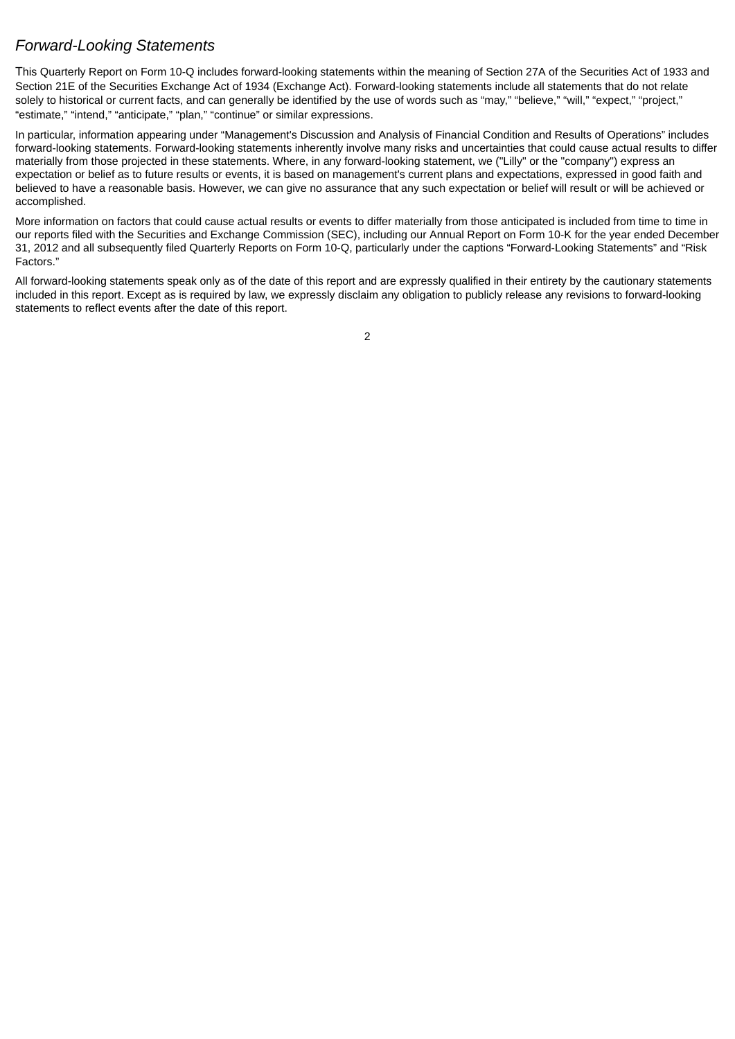## *Forward-Looking Statements*

This Quarterly Report on Form 10-Q includes forward-looking statements within the meaning of Section 27A of the Securities Act of 1933 and Section 21E of the Securities Exchange Act of 1934 (Exchange Act). Forward-looking statements include all statements that do not relate solely to historical or current facts, and can generally be identified by the use of words such as “may,” “believe,” “will,” “expect,” “project,” “estimate,” “intend,” “anticipate,” “plan,” “continue” or similar expressions.

In particular, information appearing under “Management's Discussion and Analysis of Financial Condition and Results of Operations” includes forward-looking statements. Forward-looking statements inherently involve many risks and uncertainties that could cause actual results to differ materially from those projected in these statements. Where, in any forward-looking statement, we ("Lilly" or the "company") express an expectation or belief as to future results or events, it is based on management's current plans and expectations, expressed in good faith and believed to have a reasonable basis. However, we can give no assurance that any such expectation or belief will result or will be achieved or accomplished.

More information on factors that could cause actual results or events to differ materially from those anticipated is included from time to time in our reports filed with the Securities and Exchange Commission (SEC), including our Annual Report on Form 10-K for the year ended December 31, 2012 and all subsequently filed Quarterly Reports on Form 10-Q, particularly under the captions “Forward-Looking Statements” and “Risk Factors.”

All forward-looking statements speak only as of the date of this report and are expressly qualified in their entirety by the cautionary statements included in this report. Except as is required by law, we expressly disclaim any obligation to publicly release any revisions to forward-looking statements to reflect events after the date of this report.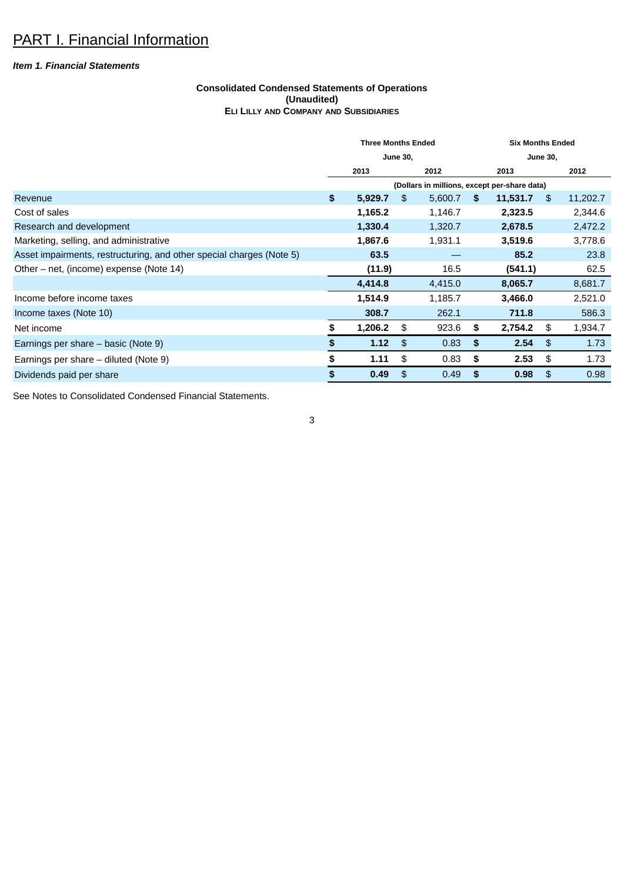# PART I. Financial Information

***Item 1. Financial Statements***

**Consolidated Condensed Statements of Operations**
**(Unaudited)**
**ELI LILLY AND COMPANY AND SUBSIDIARIES**

| | Three Months Ended June 30, | | Six Months Ended June 30, | |
|---|---|---|---|---|
| | **2013** | **2012** | **2013** | **2012** |
| | (Dollars in millions, except per-share data) | | | |
| Revenue | **$ 5,929.7** | $ 5,600.7 | **$ 11,531.7** | $ 11,202.7 |
| Cost of sales | **1,165.2** | 1,146.7 | **2,323.5** | 2,344.6 |
| Research and development | **1,330.4** | 1,320.7 | **2,678.5** | 2,472.2 |
| Marketing, selling, and administrative | **1,867.6** | 1,931.1 | **3,519.6** | 3,778.6 |
| Asset impairments, restructuring, and other special charges (Note 5) | **63.5** | — | **85.2** | 23.8 |
| Other – net, (income) expense (Note 14) | **(11.9)** | 16.5 | **(541.1)** | 62.5 |
| | **4,414.8** | 4,415.0 | **8,065.7** | 8,681.7 |
| Income before income taxes | **1,514.9** | 1,185.7 | **3,466.0** | 2,521.0 |
| Income taxes (Note 10) | **308.7** | 262.1 | **711.8** | 586.3 |
| Net income | **$ 1,206.2** | $ 923.6 | **$ 2,754.2** | $ 1,934.7 |
| Earnings per share – basic (Note 9) | **$ 1.12** | $ 0.83 | **$ 2.54** | $ 1.73 |
| Earnings per share – diluted (Note 9) | **$ 1.11** | $ 0.83 | **$ 2.53** | $ 1.73 |
| Dividends paid per share | **$ 0.49** | $ 0.49 | **$ 0.98** | $ 0.98 |

See Notes to Consolidated Condensed Financial Statements.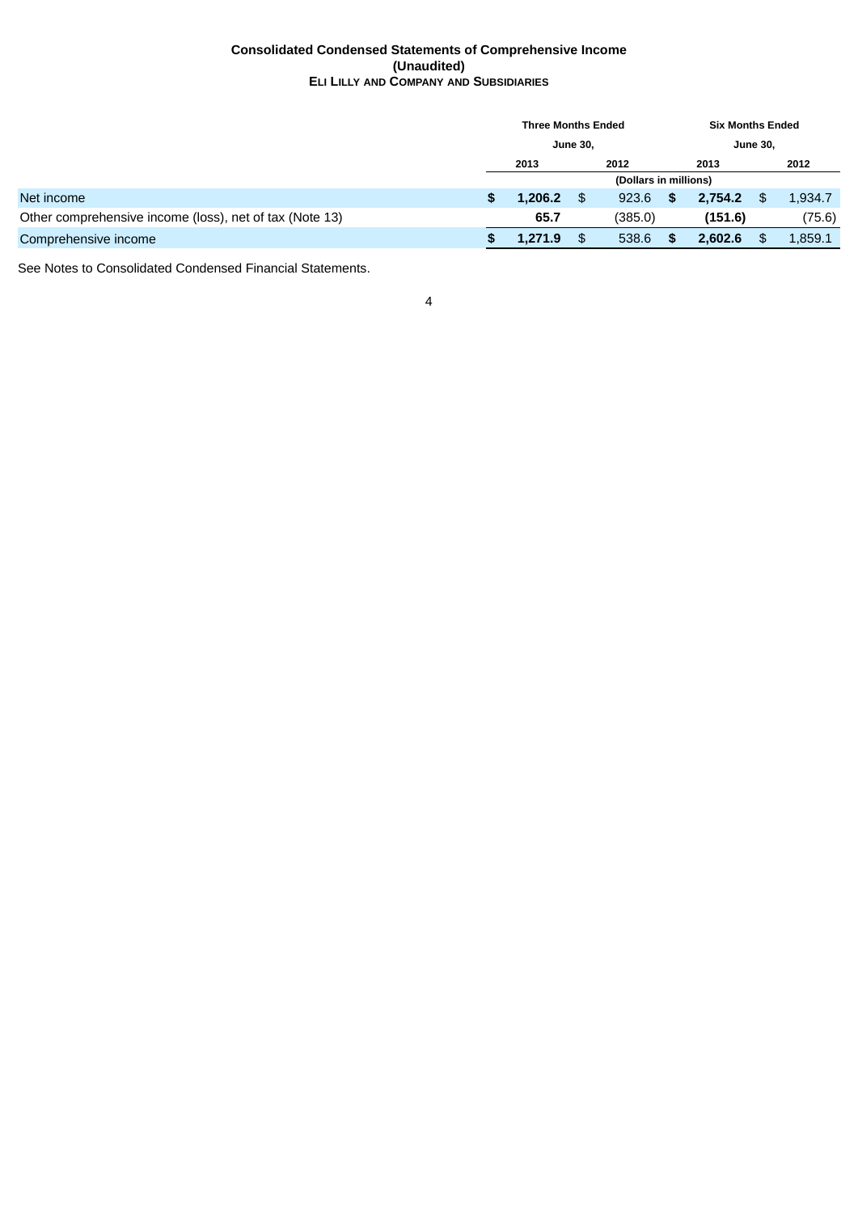**Consolidated Condensed Statements of Comprehensive Income**
**(Unaudited)**
**ELI LILLY AND COMPANY AND SUBSIDIARIES**

| | Three Months Ended June 30, | | Six Months Ended June 30, | |
|---|---|---|---|---|
| | 2013 | 2012 | 2013 | 2012 |
| | (Dollars in millions) | | | |
| Net income | **$ 1,206.2** | $ 923.6 | **$ 2,754.2** | $ 1,934.7 |
| Other comprehensive income (loss), net of tax (Note 13) | **65.7** | (385.0) | **(151.6)** | (75.6) |
| Comprehensive income | **$ 1,271.9** | $ 538.6 | **$ 2,602.6** | $ 1,859.1 |

See Notes to Consolidated Condensed Financial Statements.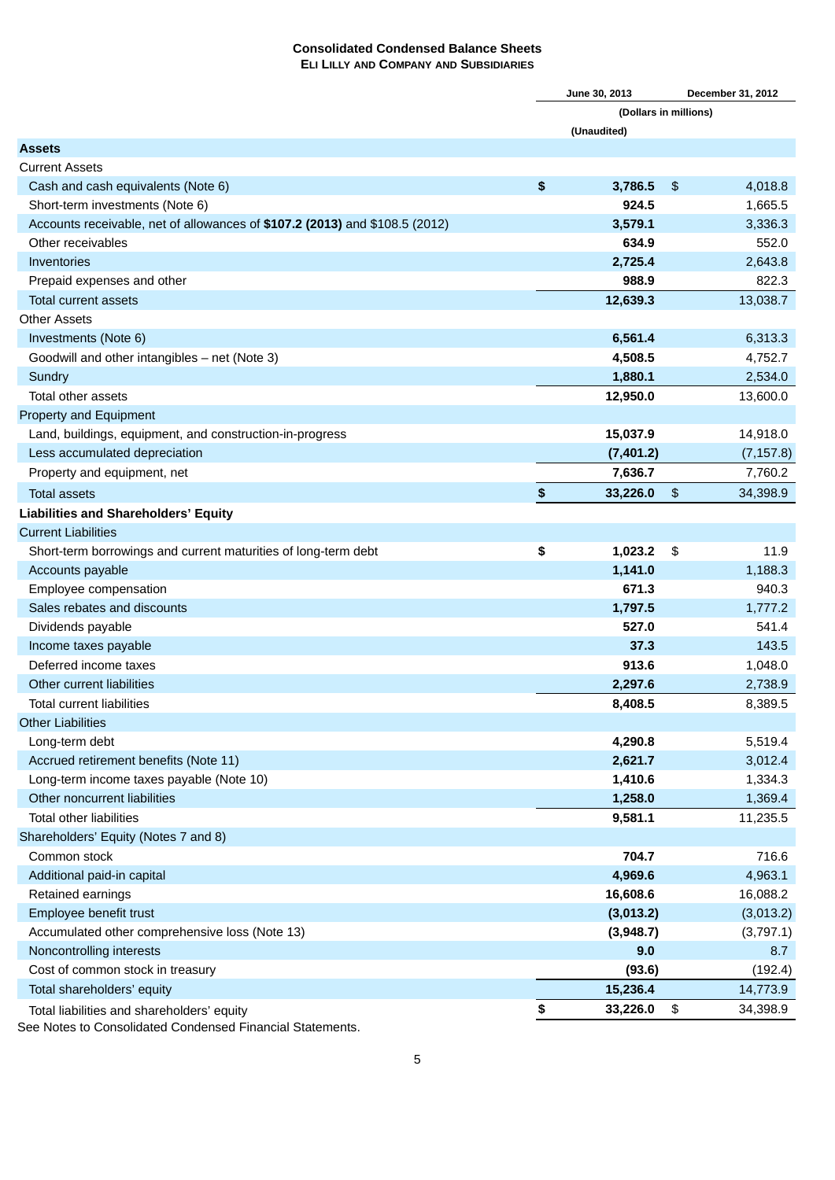## Consolidated Condensed Balance Sheets
### ELI LILLY AND COMPANY AND SUBSIDIARIES

| | June 30, 2013 | December 31, 2012 |
|---|---|---|
| | (Dollars in millions) | |
| | (Unaudited) | |
| **Assets** | | |
| Current Assets | | |
| Cash and cash equivalents (Note 6) | **$ 3,786.5** | $ 4,018.8 |
| Short-term investments (Note 6) | **924.5** | 1,665.5 |
| Accounts receivable, net of allowances of **$107.2 (2013)** and $108.5 (2012) | **3,579.1** | 3,336.3 |
| Other receivables | **634.9** | 552.0 |
| Inventories | **2,725.4** | 2,643.8 |
| Prepaid expenses and other | **988.9** | 822.3 |
| Total current assets | **12,639.3** | 13,038.7 |
| Other Assets | | |
| Investments (Note 6) | **6,561.4** | 6,313.3 |
| Goodwill and other intangibles – net (Note 3) | **4,508.5** | 4,752.7 |
| Sundry | **1,880.1** | 2,534.0 |
| Total other assets | **12,950.0** | 13,600.0 |
| Property and Equipment | | |
| Land, buildings, equipment, and construction-in-progress | **15,037.9** | 14,918.0 |
| Less accumulated depreciation | **(7,401.2)** | (7,157.8) |
| Property and equipment, net | **7,636.7** | 7,760.2 |
| Total assets | **$ 33,226.0** | $ 34,398.9 |
| **Liabilities and Shareholders' Equity** | | |
| Current Liabilities | | |
| Short-term borrowings and current maturities of long-term debt | **$ 1,023.2** | $ 11.9 |
| Accounts payable | **1,141.0** | 1,188.3 |
| Employee compensation | **671.3** | 940.3 |
| Sales rebates and discounts | **1,797.5** | 1,777.2 |
| Dividends payable | **527.0** | 541.4 |
| Income taxes payable | **37.3** | 143.5 |
| Deferred income taxes | **913.6** | 1,048.0 |
| Other current liabilities | **2,297.6** | 2,738.9 |
| Total current liabilities | **8,408.5** | 8,389.5 |
| Other Liabilities | | |
| Long-term debt | **4,290.8** | 5,519.4 |
| Accrued retirement benefits (Note 11) | **2,621.7** | 3,012.4 |
| Long-term income taxes payable (Note 10) | **1,410.6** | 1,334.3 |
| Other noncurrent liabilities | **1,258.0** | 1,369.4 |
| Total other liabilities | **9,581.1** | 11,235.5 |
| Shareholders' Equity (Notes 7 and 8) | | |
| Common stock | **704.7** | 716.6 |
| Additional paid-in capital | **4,969.6** | 4,963.1 |
| Retained earnings | **16,608.6** | 16,088.2 |
| Employee benefit trust | **(3,013.2)** | (3,013.2) |
| Accumulated other comprehensive loss (Note 13) | **(3,948.7)** | (3,797.1) |
| Noncontrolling interests | **9.0** | 8.7 |
| Cost of common stock in treasury | **(93.6)** | (192.4) |
| Total shareholders' equity | **15,236.4** | 14,773.9 |
| Total liabilities and shareholders' equity | **$ 33,226.0** | $ 34,398.9 |

See Notes to Consolidated Condensed Financial Statements.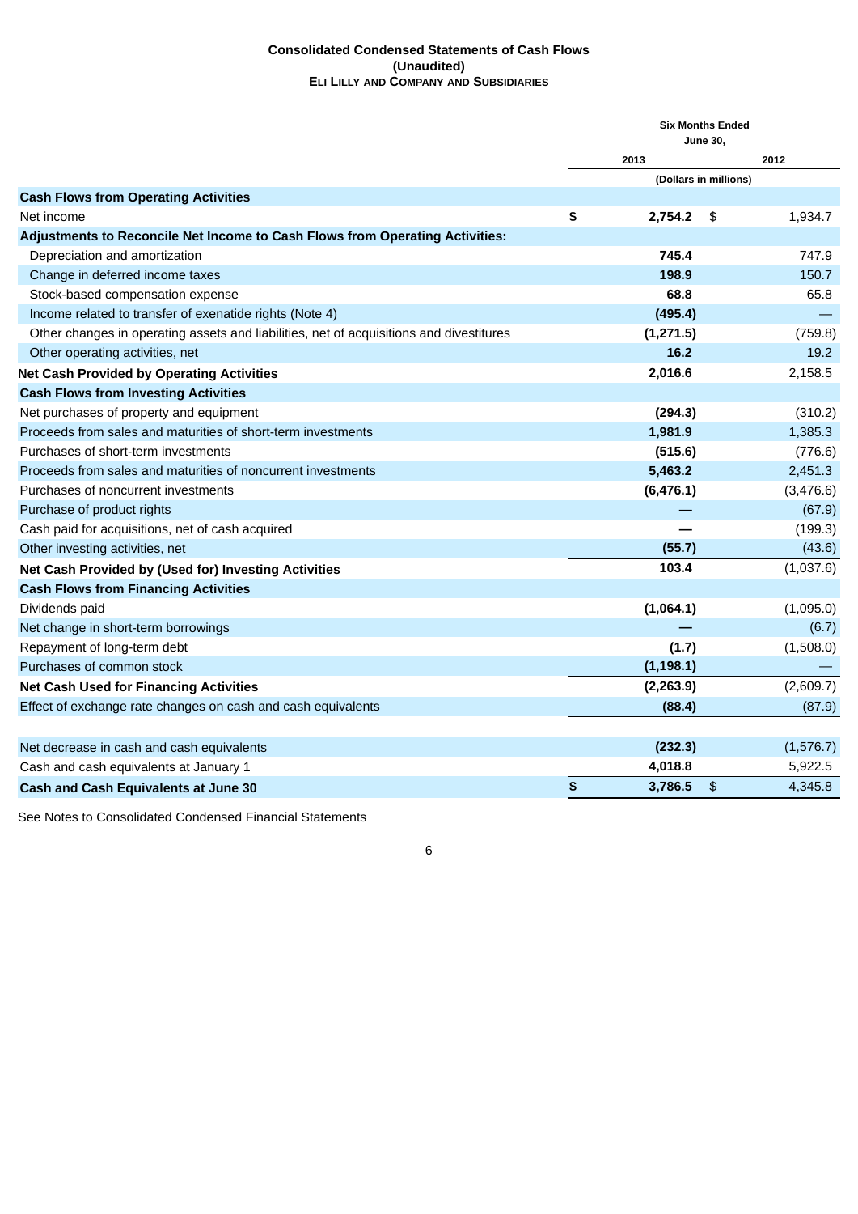**Consolidated Condensed Statements of Cash Flows**
**(Unaudited)**
**ELI LILLY AND COMPANY AND SUBSIDIARIES**

| | Six Months Ended June 30, | |
|---|---|---|
| | **2013** | **2012** |
| | (Dollars in millions) | |
| **Cash Flows from Operating Activities** | | |
| Net income | **$ 2,754.2** | $ 1,934.7 |
| **Adjustments to Reconcile Net Income to Cash Flows from Operating Activities:** | | |
| Depreciation and amortization | **745.4** | 747.9 |
| Change in deferred income taxes | **198.9** | 150.7 |
| Stock-based compensation expense | **68.8** | 65.8 |
| Income related to transfer of exenatide rights (Note 4) | **(495.4)** | — |
| Other changes in operating assets and liabilities, net of acquisitions and divestitures | **(1,271.5)** | (759.8) |
| Other operating activities, net | **16.2** | 19.2 |
| **Net Cash Provided by Operating Activities** | **2,016.6** | 2,158.5 |
| **Cash Flows from Investing Activities** | | |
| Net purchases of property and equipment | **(294.3)** | (310.2) |
| Proceeds from sales and maturities of short-term investments | **1,981.9** | 1,385.3 |
| Purchases of short-term investments | **(515.6)** | (776.6) |
| Proceeds from sales and maturities of noncurrent investments | **5,463.2** | 2,451.3 |
| Purchases of noncurrent investments | **(6,476.1)** | (3,476.6) |
| Purchase of product rights | **—** | (67.9) |
| Cash paid for acquisitions, net of cash acquired | **—** | (199.3) |
| Other investing activities, net | **(55.7)** | (43.6) |
| **Net Cash Provided by (Used for) Investing Activities** | **103.4** | (1,037.6) |
| **Cash Flows from Financing Activities** | | |
| Dividends paid | **(1,064.1)** | (1,095.0) |
| Net change in short-term borrowings | **—** | (6.7) |
| Repayment of long-term debt | **(1.7)** | (1,508.0) |
| Purchases of common stock | **(1,198.1)** | — |
| **Net Cash Used for Financing Activities** | **(2,263.9)** | (2,609.7) |
| Effect of exchange rate changes on cash and cash equivalents | **(88.4)** | (87.9) |
| | | |
| Net decrease in cash and cash equivalents | **(232.3)** | (1,576.7) |
| Cash and cash equivalents at January 1 | **4,018.8** | 5,922.5 |
| **Cash and Cash Equivalents at June 30** | **$ 3,786.5** | $ 4,345.8 |

See Notes to Consolidated Condensed Financial Statements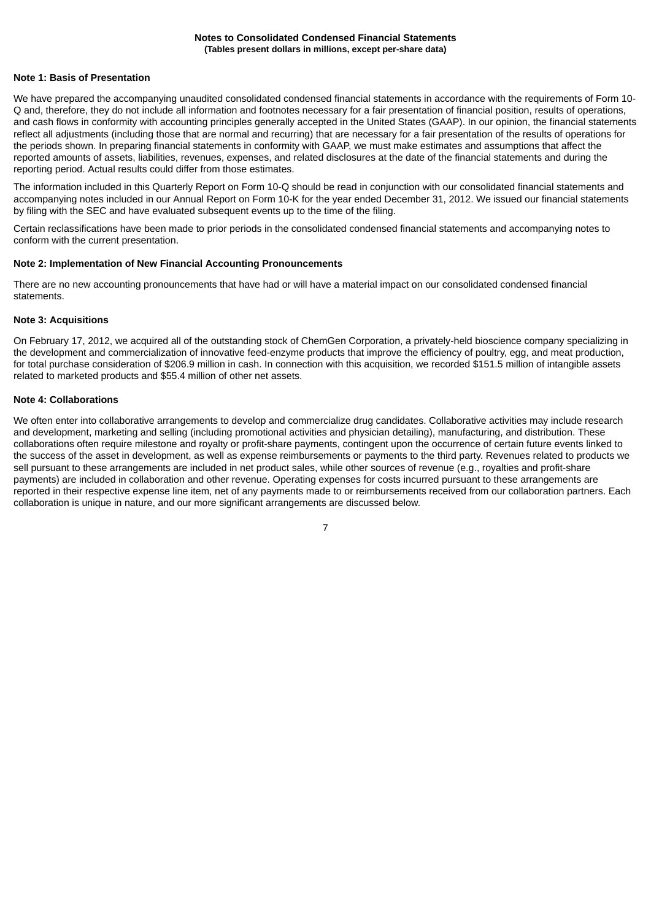**Notes to Consolidated Condensed Financial Statements**
**(Tables present dollars in millions, except per-share data)**

**Note 1: Basis of Presentation**

We have prepared the accompanying unaudited consolidated condensed financial statements in accordance with the requirements of Form 10-Q and, therefore, they do not include all information and footnotes necessary for a fair presentation of financial position, results of operations, and cash flows in conformity with accounting principles generally accepted in the United States (GAAP). In our opinion, the financial statements reflect all adjustments (including those that are normal and recurring) that are necessary for a fair presentation of the results of operations for the periods shown. In preparing financial statements in conformity with GAAP, we must make estimates and assumptions that affect the reported amounts of assets, liabilities, revenues, expenses, and related disclosures at the date of the financial statements and during the reporting period. Actual results could differ from those estimates.

The information included in this Quarterly Report on Form 10-Q should be read in conjunction with our consolidated financial statements and accompanying notes included in our Annual Report on Form 10-K for the year ended December 31, 2012. We issued our financial statements by filing with the SEC and have evaluated subsequent events up to the time of the filing.

Certain reclassifications have been made to prior periods in the consolidated condensed financial statements and accompanying notes to conform with the current presentation.

**Note 2: Implementation of New Financial Accounting Pronouncements**

There are no new accounting pronouncements that have had or will have a material impact on our consolidated condensed financial statements.

**Note 3: Acquisitions**

On February 17, 2012, we acquired all of the outstanding stock of ChemGen Corporation, a privately-held bioscience company specializing in the development and commercialization of innovative feed-enzyme products that improve the efficiency of poultry, egg, and meat production, for total purchase consideration of $206.9 million in cash. In connection with this acquisition, we recorded $151.5 million of intangible assets related to marketed products and $55.4 million of other net assets.

**Note 4: Collaborations**

We often enter into collaborative arrangements to develop and commercialize drug candidates. Collaborative activities may include research and development, marketing and selling (including promotional activities and physician detailing), manufacturing, and distribution. These collaborations often require milestone and royalty or profit-share payments, contingent upon the occurrence of certain future events linked to the success of the asset in development, as well as expense reimbursements or payments to the third party. Revenues related to products we sell pursuant to these arrangements are included in net product sales, while other sources of revenue (e.g., royalties and profit-share payments) are included in collaboration and other revenue. Operating expenses for costs incurred pursuant to these arrangements are reported in their respective expense line item, net of any payments made to or reimbursements received from our collaboration partners. Each collaboration is unique in nature, and our more significant arrangements are discussed below.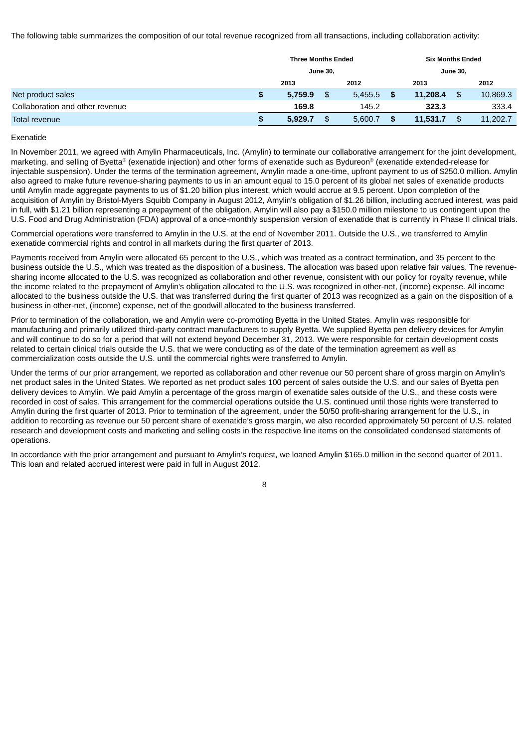The following table summarizes the composition of our total revenue recognized from all transactions, including collaboration activity:

| | Three Months Ended June 30, | | Six Months Ended June 30, | |
|---|---|---|---|---|
| | 2013 | 2012 | 2013 | 2012 |
| Net product sales | **$ 5,759.9** | $ 5,455.5 | **$ 11,208.4** | $ 10,869.3 |
| Collaboration and other revenue | **169.8** | 145.2 | **323.3** | 333.4 |
| Total revenue | **$ 5,929.7** | $ 5,600.7 | **$ 11,531.7** | $ 11,202.7 |

Exenatide

In November 2011, we agreed with Amylin Pharmaceuticals, Inc. (Amylin) to terminate our collaborative arrangement for the joint development, marketing, and selling of Byetta® (exenatide injection) and other forms of exenatide such as Bydureon® (exenatide extended-release for injectable suspension). Under the terms of the termination agreement, Amylin made a one-time, upfront payment to us of $250.0 million. Amylin also agreed to make future revenue-sharing payments to us in an amount equal to 15.0 percent of its global net sales of exenatide products until Amylin made aggregate payments to us of $1.20 billion plus interest, which would accrue at 9.5 percent. Upon completion of the acquisition of Amylin by Bristol-Myers Squibb Company in August 2012, Amylin's obligation of $1.26 billion, including accrued interest, was paid in full, with $1.21 billion representing a prepayment of the obligation. Amylin will also pay a $150.0 million milestone to us contingent upon the U.S. Food and Drug Administration (FDA) approval of a once-monthly suspension version of exenatide that is currently in Phase II clinical trials.

Commercial operations were transferred to Amylin in the U.S. at the end of November 2011. Outside the U.S., we transferred to Amylin exenatide commercial rights and control in all markets during the first quarter of 2013.

Payments received from Amylin were allocated 65 percent to the U.S., which was treated as a contract termination, and 35 percent to the business outside the U.S., which was treated as the disposition of a business. The allocation was based upon relative fair values. The revenue-sharing income allocated to the U.S. was recognized as collaboration and other revenue, consistent with our policy for royalty revenue, while the income related to the prepayment of Amylin's obligation allocated to the U.S. was recognized in other-net, (income) expense. All income allocated to the business outside the U.S. that was transferred during the first quarter of 2013 was recognized as a gain on the disposition of a business in other-net, (income) expense, net of the goodwill allocated to the business transferred.

Prior to termination of the collaboration, we and Amylin were co-promoting Byetta in the United States. Amylin was responsible for manufacturing and primarily utilized third-party contract manufacturers to supply Byetta. We supplied Byetta pen delivery devices for Amylin and will continue to do so for a period that will not extend beyond December 31, 2013. We were responsible for certain development costs related to certain clinical trials outside the U.S. that we were conducting as of the date of the termination agreement as well as commercialization costs outside the U.S. until the commercial rights were transferred to Amylin.

Under the terms of our prior arrangement, we reported as collaboration and other revenue our 50 percent share of gross margin on Amylin's net product sales in the United States. We reported as net product sales 100 percent of sales outside the U.S. and our sales of Byetta pen delivery devices to Amylin. We paid Amylin a percentage of the gross margin of exenatide sales outside of the U.S., and these costs were recorded in cost of sales. This arrangement for the commercial operations outside the U.S. continued until those rights were transferred to Amylin during the first quarter of 2013. Prior to termination of the agreement, under the 50/50 profit-sharing arrangement for the U.S., in addition to recording as revenue our 50 percent share of exenatide's gross margin, we also recorded approximately 50 percent of U.S. related research and development costs and marketing and selling costs in the respective line items on the consolidated condensed statements of operations.

In accordance with the prior arrangement and pursuant to Amylin's request, we loaned Amylin $165.0 million in the second quarter of 2011. This loan and related accrued interest were paid in full in August 2012.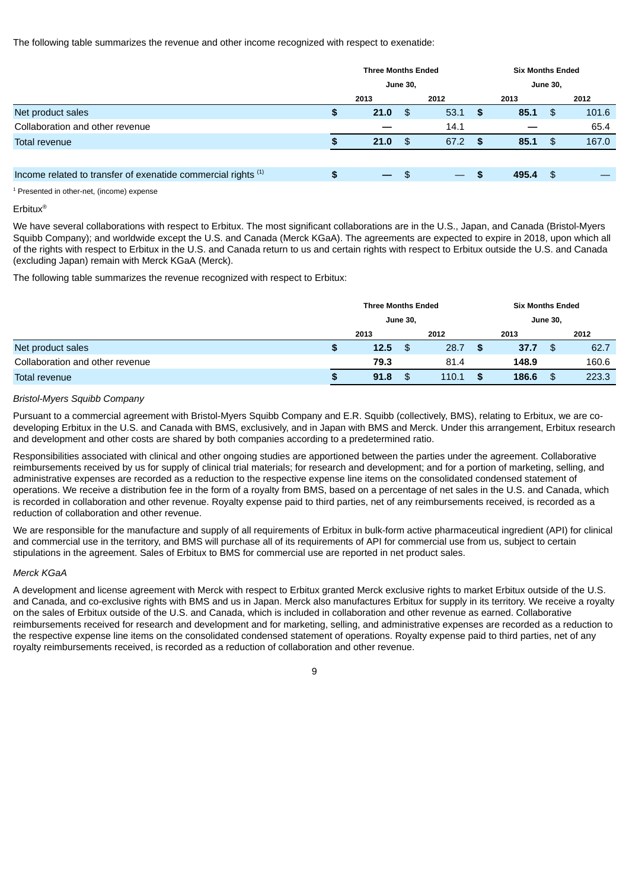The following table summarizes the revenue and other income recognized with respect to exenatide:

| | Three Months Ended June 30, | | Six Months Ended June 30, | |
|---|---|---|---|---|
| | 2013 | 2012 | 2013 | 2012 |
| Net product sales | **$ 21.0** | $ 53.1 | **$ 85.1** | $ 101.6 |
| Collaboration and other revenue | **—** | 14.1 | **—** | 65.4 |
| Total revenue | **$ 21.0** | $ 67.2 | **$ 85.1** | $ 167.0 |
| | | | | |
| Income related to transfer of exenatide commercial rights [1] | **$ —** | $ — | **$ 495.4** | $ — |

[1] Presented in other-net, (income) expense

Erbitux®

We have several collaborations with respect to Erbitux. The most significant collaborations are in the U.S., Japan, and Canada (Bristol-Myers Squibb Company); and worldwide except the U.S. and Canada (Merck KGaA). The agreements are expected to expire in 2018, upon which all of the rights with respect to Erbitux in the U.S. and Canada return to us and certain rights with respect to Erbitux outside the U.S. and Canada (excluding Japan) remain with Merck KGaA (Merck).

The following table summarizes the revenue recognized with respect to Erbitux:

| | Three Months Ended June 30, | | Six Months Ended June 30, | |
|---|---|---|---|---|
| | 2013 | 2012 | 2013 | 2012 |
| Net product sales | **$ 12.5** | $ 28.7 | **$ 37.7** | $ 62.7 |
| Collaboration and other revenue | **79.3** | 81.4 | **148.9** | 160.6 |
| Total revenue | **$ 91.8** | $ 110.1 | **$ 186.6** | $ 223.3 |

*Bristol-Myers Squibb Company*

Pursuant to a commercial agreement with Bristol-Myers Squibb Company and E.R. Squibb (collectively, BMS), relating to Erbitux, we are co-developing Erbitux in the U.S. and Canada with BMS, exclusively, and in Japan with BMS and Merck. Under this arrangement, Erbitux research and development and other costs are shared by both companies according to a predetermined ratio.

Responsibilities associated with clinical and other ongoing studies are apportioned between the parties under the agreement. Collaborative reimbursements received by us for supply of clinical trial materials; for research and development; and for a portion of marketing, selling, and administrative expenses are recorded as a reduction to the respective expense line items on the consolidated condensed statement of operations. We receive a distribution fee in the form of a royalty from BMS, based on a percentage of net sales in the U.S. and Canada, which is recorded in collaboration and other revenue. Royalty expense paid to third parties, net of any reimbursements received, is recorded as a reduction of collaboration and other revenue.

We are responsible for the manufacture and supply of all requirements of Erbitux in bulk-form active pharmaceutical ingredient (API) for clinical and commercial use in the territory, and BMS will purchase all of its requirements of API for commercial use from us, subject to certain stipulations in the agreement. Sales of Erbitux to BMS for commercial use are reported in net product sales.

*Merck KGaA*

A development and license agreement with Merck with respect to Erbitux granted Merck exclusive rights to market Erbitux outside of the U.S. and Canada, and co-exclusive rights with BMS and us in Japan. Merck also manufactures Erbitux for supply in its territory. We receive a royalty on the sales of Erbitux outside of the U.S. and Canada, which is included in collaboration and other revenue as earned. Collaborative reimbursements received for research and development and for marketing, selling, and administrative expenses are recorded as a reduction to the respective expense line items on the consolidated condensed statement of operations. Royalty expense paid to third parties, net of any royalty reimbursements received, is recorded as a reduction of collaboration and other revenue.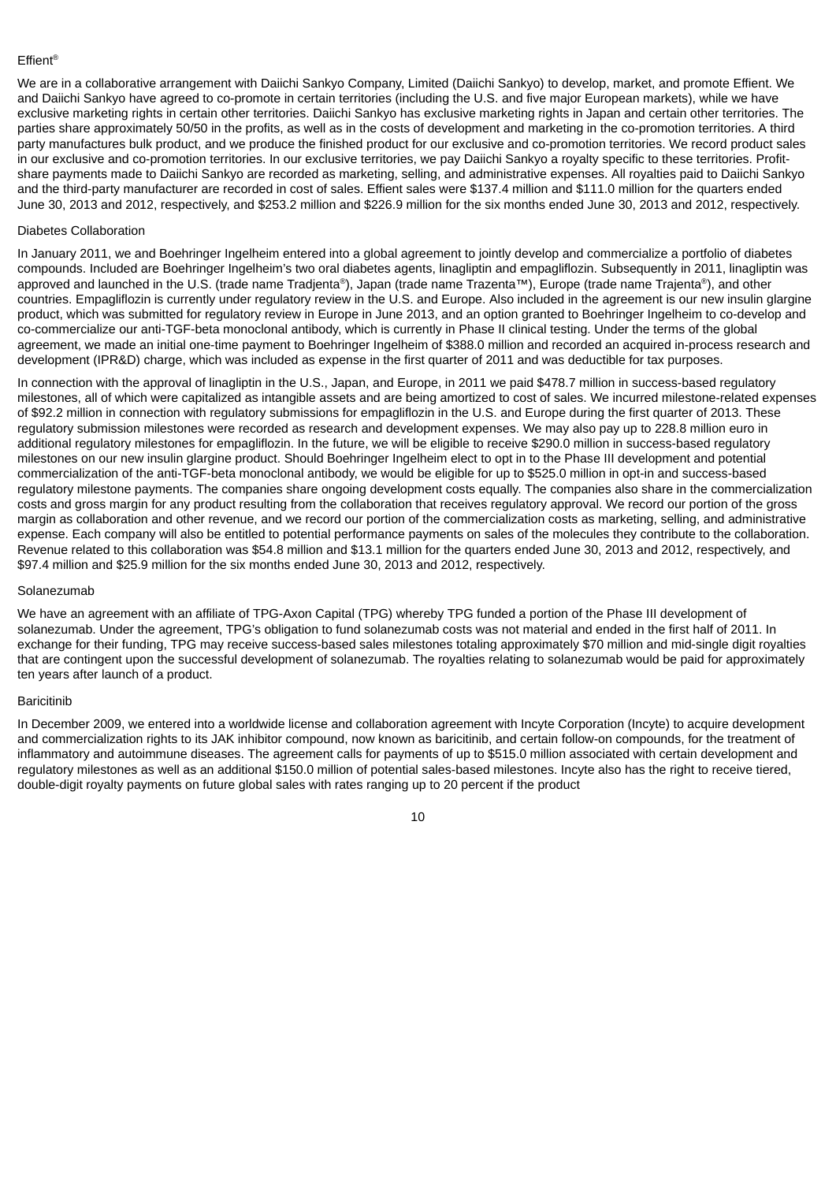Effient®

We are in a collaborative arrangement with Daiichi Sankyo Company, Limited (Daiichi Sankyo) to develop, market, and promote Effient. We and Daiichi Sankyo have agreed to co-promote in certain territories (including the U.S. and five major European markets), while we have exclusive marketing rights in certain other territories. Daiichi Sankyo has exclusive marketing rights in Japan and certain other territories. The parties share approximately 50/50 in the profits, as well as in the costs of development and marketing in the co-promotion territories. A third party manufactures bulk product, and we produce the finished product for our exclusive and co-promotion territories. We record product sales in our exclusive and co-promotion territories. In our exclusive territories, we pay Daiichi Sankyo a royalty specific to these territories. Profit-share payments made to Daiichi Sankyo are recorded as marketing, selling, and administrative expenses. All royalties paid to Daiichi Sankyo and the third-party manufacturer are recorded in cost of sales. Effient sales were $137.4 million and $111.0 million for the quarters ended June 30, 2013 and 2012, respectively, and $253.2 million and $226.9 million for the six months ended June 30, 2013 and 2012, respectively.

Diabetes Collaboration

In January 2011, we and Boehringer Ingelheim entered into a global agreement to jointly develop and commercialize a portfolio of diabetes compounds. Included are Boehringer Ingelheim's two oral diabetes agents, linagliptin and empagliflozin. Subsequently in 2011, linagliptin was approved and launched in the U.S. (trade name Tradjenta®), Japan (trade name Trazenta™), Europe (trade name Trajenta®), and other countries. Empagliflozin is currently under regulatory review in the U.S. and Europe. Also included in the agreement is our new insulin glargine product, which was submitted for regulatory review in Europe in June 2013, and an option granted to Boehringer Ingelheim to co-develop and co-commercialize our anti-TGF-beta monoclonal antibody, which is currently in Phase II clinical testing. Under the terms of the global agreement, we made an initial one-time payment to Boehringer Ingelheim of $388.0 million and recorded an acquired in-process research and development (IPR&D) charge, which was included as expense in the first quarter of 2011 and was deductible for tax purposes.

In connection with the approval of linagliptin in the U.S., Japan, and Europe, in 2011 we paid $478.7 million in success-based regulatory milestones, all of which were capitalized as intangible assets and are being amortized to cost of sales. We incurred milestone-related expenses of $92.2 million in connection with regulatory submissions for empagliflozin in the U.S. and Europe during the first quarter of 2013. These regulatory submission milestones were recorded as research and development expenses. We may also pay up to 228.8 million euro in additional regulatory milestones for empagliflozin. In the future, we will be eligible to receive $290.0 million in success-based regulatory milestones on our new insulin glargine product. Should Boehringer Ingelheim elect to opt in to the Phase III development and potential commercialization of the anti-TGF-beta monoclonal antibody, we would be eligible for up to $525.0 million in opt-in and success-based regulatory milestone payments. The companies share ongoing development costs equally. The companies also share in the commercialization costs and gross margin for any product resulting from the collaboration that receives regulatory approval. We record our portion of the gross margin as collaboration and other revenue, and we record our portion of the commercialization costs as marketing, selling, and administrative expense. Each company will also be entitled to potential performance payments on sales of the molecules they contribute to the collaboration. Revenue related to this collaboration was $54.8 million and $13.1 million for the quarters ended June 30, 2013 and 2012, respectively, and $97.4 million and $25.9 million for the six months ended June 30, 2013 and 2012, respectively.

Solanezumab

We have an agreement with an affiliate of TPG-Axon Capital (TPG) whereby TPG funded a portion of the Phase III development of solanezumab. Under the agreement, TPG's obligation to fund solanezumab costs was not material and ended in the first half of 2011. In exchange for their funding, TPG may receive success-based sales milestones totaling approximately $70 million and mid-single digit royalties that are contingent upon the successful development of solanezumab. The royalties relating to solanezumab would be paid for approximately ten years after launch of a product.

Baricitinib

In December 2009, we entered into a worldwide license and collaboration agreement with Incyte Corporation (Incyte) to acquire development and commercialization rights to its JAK inhibitor compound, now known as baricitinib, and certain follow-on compounds, for the treatment of inflammatory and autoimmune diseases. The agreement calls for payments of up to $515.0 million associated with certain development and regulatory milestones as well as an additional $150.0 million of potential sales-based milestones. Incyte also has the right to receive tiered, double-digit royalty payments on future global sales with rates ranging up to 20 percent if the product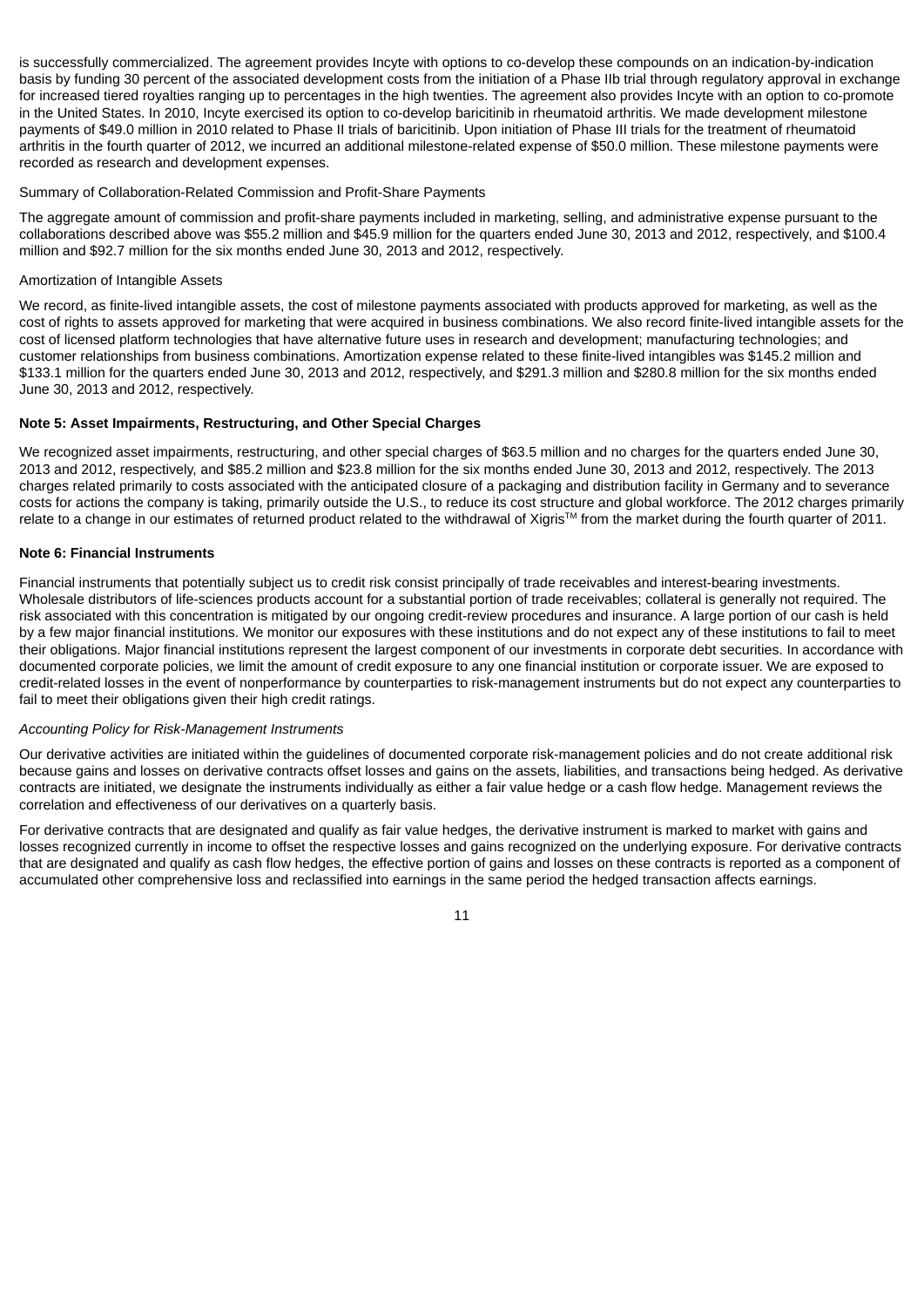is successfully commercialized. The agreement provides Incyte with options to co-develop these compounds on an indication-by-indication basis by funding 30 percent of the associated development costs from the initiation of a Phase IIb trial through regulatory approval in exchange for increased tiered royalties ranging up to percentages in the high twenties. The agreement also provides Incyte with an option to co-promote in the United States. In 2010, Incyte exercised its option to co-develop baricitinib in rheumatoid arthritis. We made development milestone payments of $49.0 million in 2010 related to Phase II trials of baricitinib. Upon initiation of Phase III trials for the treatment of rheumatoid arthritis in the fourth quarter of 2012, we incurred an additional milestone-related expense of $50.0 million. These milestone payments were recorded as research and development expenses.

Summary of Collaboration-Related Commission and Profit-Share Payments

The aggregate amount of commission and profit-share payments included in marketing, selling, and administrative expense pursuant to the collaborations described above was $55.2 million and $45.9 million for the quarters ended June 30, 2013 and 2012, respectively, and $100.4 million and $92.7 million for the six months ended June 30, 2013 and 2012, respectively.

Amortization of Intangible Assets

We record, as finite-lived intangible assets, the cost of milestone payments associated with products approved for marketing, as well as the cost of rights to assets approved for marketing that were acquired in business combinations. We also record finite-lived intangible assets for the cost of licensed platform technologies that have alternative future uses in research and development; manufacturing technologies; and customer relationships from business combinations. Amortization expense related to these finite-lived intangibles was $145.2 million and $133.1 million for the quarters ended June 30, 2013 and 2012, respectively, and $291.3 million and $280.8 million for the six months ended June 30, 2013 and 2012, respectively.

**Note 5: Asset Impairments, Restructuring, and Other Special Charges**

We recognized asset impairments, restructuring, and other special charges of $63.5 million and no charges for the quarters ended June 30, 2013 and 2012, respectively, and $85.2 million and $23.8 million for the six months ended June 30, 2013 and 2012, respectively. The 2013 charges related primarily to costs associated with the anticipated closure of a packaging and distribution facility in Germany and to severance costs for actions the company is taking, primarily outside the U.S., to reduce its cost structure and global workforce. The 2012 charges primarily relate to a change in our estimates of returned product related to the withdrawal of Xigris™ from the market during the fourth quarter of 2011.

**Note 6: Financial Instruments**

Financial instruments that potentially subject us to credit risk consist principally of trade receivables and interest-bearing investments. Wholesale distributors of life-sciences products account for a substantial portion of trade receivables; collateral is generally not required. The risk associated with this concentration is mitigated by our ongoing credit-review procedures and insurance. A large portion of our cash is held by a few major financial institutions. We monitor our exposures with these institutions and do not expect any of these institutions to fail to meet their obligations. Major financial institutions represent the largest component of our investments in corporate debt securities. In accordance with documented corporate policies, we limit the amount of credit exposure to any one financial institution or corporate issuer. We are exposed to credit-related losses in the event of nonperformance by counterparties to risk-management instruments but do not expect any counterparties to fail to meet their obligations given their high credit ratings.

*Accounting Policy for Risk-Management Instruments*

Our derivative activities are initiated within the guidelines of documented corporate risk-management policies and do not create additional risk because gains and losses on derivative contracts offset losses and gains on the assets, liabilities, and transactions being hedged. As derivative contracts are initiated, we designate the instruments individually as either a fair value hedge or a cash flow hedge. Management reviews the correlation and effectiveness of our derivatives on a quarterly basis.

For derivative contracts that are designated and qualify as fair value hedges, the derivative instrument is marked to market with gains and losses recognized currently in income to offset the respective losses and gains recognized on the underlying exposure. For derivative contracts that are designated and qualify as cash flow hedges, the effective portion of gains and losses on these contracts is reported as a component of accumulated other comprehensive loss and reclassified into earnings in the same period the hedged transaction affects earnings.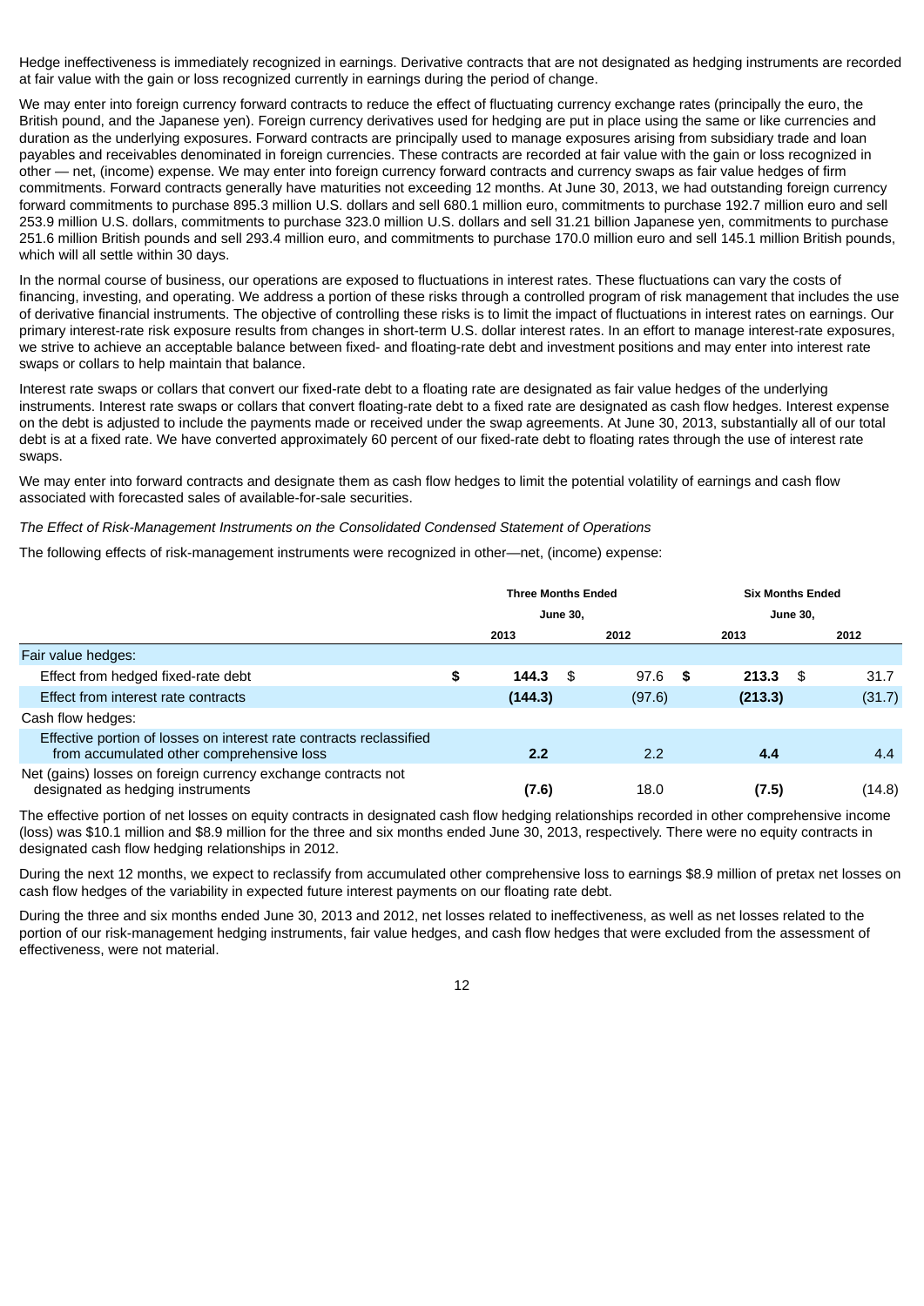Hedge ineffectiveness is immediately recognized in earnings. Derivative contracts that are not designated as hedging instruments are recorded at fair value with the gain or loss recognized currently in earnings during the period of change.

We may enter into foreign currency forward contracts to reduce the effect of fluctuating currency exchange rates (principally the euro, the British pound, and the Japanese yen). Foreign currency derivatives used for hedging are put in place using the same or like currencies and duration as the underlying exposures. Forward contracts are principally used to manage exposures arising from subsidiary trade and loan payables and receivables denominated in foreign currencies. These contracts are recorded at fair value with the gain or loss recognized in other — net, (income) expense. We may enter into foreign currency forward contracts and currency swaps as fair value hedges of firm commitments. Forward contracts generally have maturities not exceeding 12 months. At June 30, 2013, we had outstanding foreign currency forward commitments to purchase 895.3 million U.S. dollars and sell 680.1 million euro, commitments to purchase 192.7 million euro and sell 253.9 million U.S. dollars, commitments to purchase 323.0 million U.S. dollars and sell 31.21 billion Japanese yen, commitments to purchase 251.6 million British pounds and sell 293.4 million euro, and commitments to purchase 170.0 million euro and sell 145.1 million British pounds, which will all settle within 30 days.

In the normal course of business, our operations are exposed to fluctuations in interest rates. These fluctuations can vary the costs of financing, investing, and operating. We address a portion of these risks through a controlled program of risk management that includes the use of derivative financial instruments. The objective of controlling these risks is to limit the impact of fluctuations in interest rates on earnings. Our primary interest-rate risk exposure results from changes in short-term U.S. dollar interest rates. In an effort to manage interest-rate exposures, we strive to achieve an acceptable balance between fixed- and floating-rate debt and investment positions and may enter into interest rate swaps or collars to help maintain that balance.

Interest rate swaps or collars that convert our fixed-rate debt to a floating rate are designated as fair value hedges of the underlying instruments. Interest rate swaps or collars that convert floating-rate debt to a fixed rate are designated as cash flow hedges. Interest expense on the debt is adjusted to include the payments made or received under the swap agreements. At June 30, 2013, substantially all of our total debt is at a fixed rate. We have converted approximately 60 percent of our fixed-rate debt to floating rates through the use of interest rate swaps.

We may enter into forward contracts and designate them as cash flow hedges to limit the potential volatility of earnings and cash flow associated with forecasted sales of available-for-sale securities.

*The Effect of Risk-Management Instruments on the Consolidated Condensed Statement of Operations*

The following effects of risk-management instruments were recognized in other—net, (income) expense:

| | Three Months Ended June 30, | | Six Months Ended June 30, | |
|---|---|---|---|---|
| | 2013 | 2012 | 2013 | 2012 |
| Fair value hedges: | | | | |
| Effect from hedged fixed-rate debt | **$ 144.3** | $ 97.6 | **$ 213.3** | $ 31.7 |
| Effect from interest rate contracts | **(144.3)** | (97.6) | **(213.3)** | (31.7) |
| Cash flow hedges: | | | | |
| Effective portion of losses on interest rate contracts reclassified from accumulated other comprehensive loss | **2.2** | 2.2 | **4.4** | 4.4 |
| Net (gains) losses on foreign currency exchange contracts not designated as hedging instruments | **(7.6)** | 18.0 | **(7.5)** | (14.8) |

The effective portion of net losses on equity contracts in designated cash flow hedging relationships recorded in other comprehensive income (loss) was $10.1 million and $8.9 million for the three and six months ended June 30, 2013, respectively. There were no equity contracts in designated cash flow hedging relationships in 2012.

During the next 12 months, we expect to reclassify from accumulated other comprehensive loss to earnings $8.9 million of pretax net losses on cash flow hedges of the variability in expected future interest payments on our floating rate debt.

During the three and six months ended June 30, 2013 and 2012, net losses related to ineffectiveness, as well as net losses related to the portion of our risk-management hedging instruments, fair value hedges, and cash flow hedges that were excluded from the assessment of effectiveness, were not material.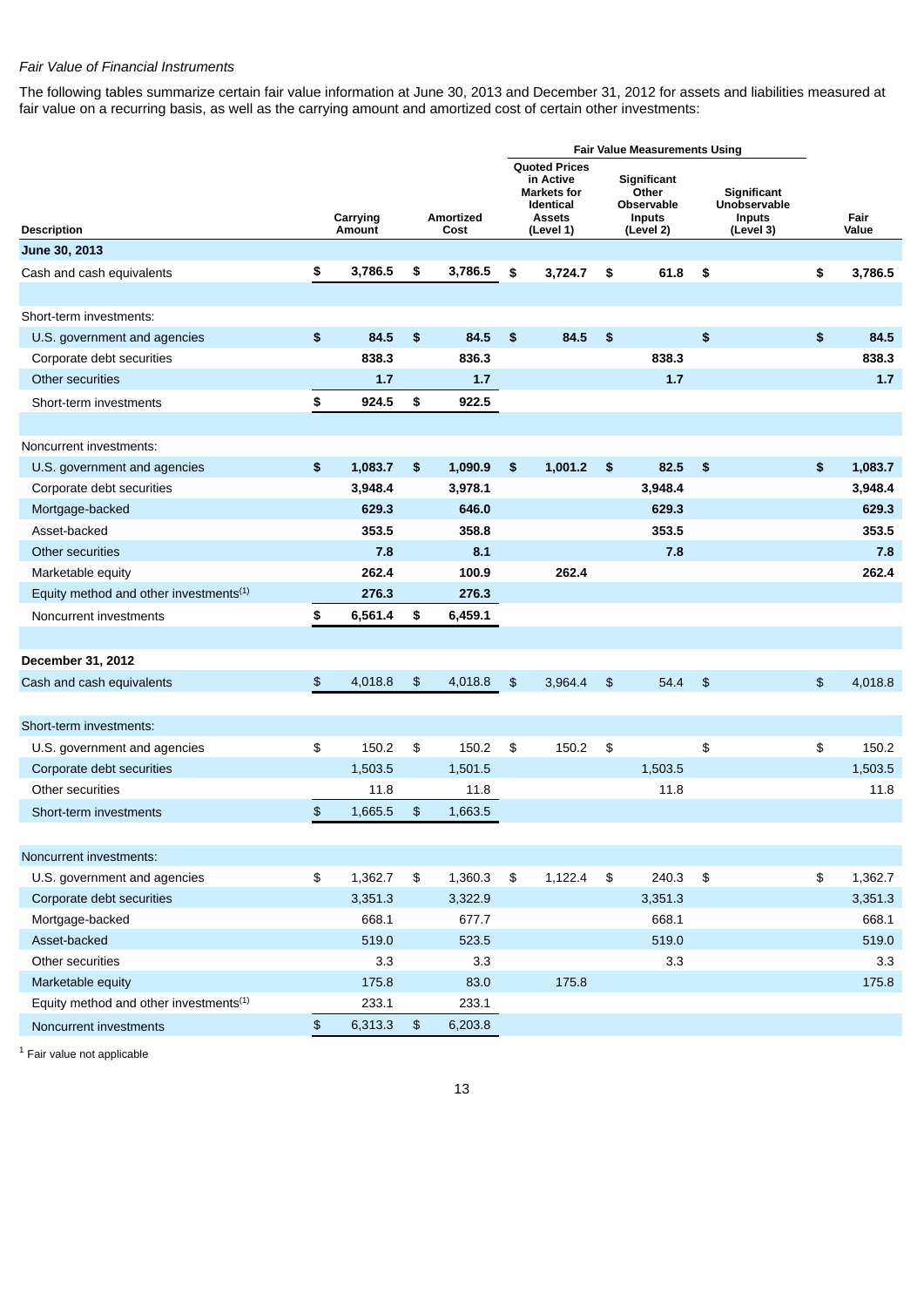*Fair Value of Financial Instruments*

The following tables summarize certain fair value information at June 30, 2013 and December 31, 2012 for assets and liabilities measured at fair value on a recurring basis, as well as the carrying amount and amortized cost of certain other investments:

| | | | Fair Value Measurements Using | | | |
|---|---|---|---|---|---|---|
| **Description** | **Carrying Amount** | **Amortized Cost** | **Quoted Prices in Active Markets for Identical Assets (Level 1)** | **Significant Other Observable Inputs (Level 2)** | **Significant Unobservable Inputs (Level 3)** | **Fair Value** |
| **June 30, 2013** | | | | | | |
| Cash and cash equivalents | **$ 3,786.5** | **$ 3,786.5** | **$ 3,724.7** | **$ 61.8** | **$** | **$ 3,786.5** |
| Short-term investments: | | | | | | |
| U.S. government and agencies | **$ 84.5** | **$ 84.5** | **$ 84.5** | **$** | **$** | **$ 84.5** |
| Corporate debt securities | **838.3** | **836.3** | | **838.3** | | **838.3** |
| Other securities | **1.7** | **1.7** | | **1.7** | | **1.7** |
| Short-term investments | **$ 924.5** | **$ 922.5** | | | | |
| Noncurrent investments: | | | | | | |
| U.S. government and agencies | **$ 1,083.7** | **$ 1,090.9** | **$ 1,001.2** | **$ 82.5** | **$** | **$ 1,083.7** |
| Corporate debt securities | **3,948.4** | **3,978.1** | | **3,948.4** | | **3,948.4** |
| Mortgage-backed | **629.3** | **646.0** | | **629.3** | | **629.3** |
| Asset-backed | **353.5** | **358.8** | | **353.5** | | **353.5** |
| Other securities | **7.8** | **8.1** | | **7.8** | | **7.8** |
| Marketable equity | **262.4** | **100.9** | **262.4** | | | **262.4** |
| Equity method and other investments[(1)] | **276.3** | **276.3** | | | | |
| Noncurrent investments | **$ 6,561.4** | **$ 6,459.1** | | | | |
| **December 31, 2012** | | | | | | |
| Cash and cash equivalents | $ 4,018.8 | $ 4,018.8 | $ 3,964.4 | $ 54.4 | $ | $ 4,018.8 |
| Short-term investments: | | | | | | |
| U.S. government and agencies | $ 150.2 | $ 150.2 | $ 150.2 | $ | $ | $ 150.2 |
| Corporate debt securities | 1,503.5 | 1,501.5 | | 1,503.5 | | 1,503.5 |
| Other securities | 11.8 | 11.8 | | 11.8 | | 11.8 |
| Short-term investments | $ 1,665.5 | $ 1,663.5 | | | | |
| Noncurrent investments: | | | | | | |
| U.S. government and agencies | $ 1,362.7 | $ 1,360.3 | $ 1,122.4 | $ 240.3 | $ | $ 1,362.7 |
| Corporate debt securities | 3,351.3 | 3,322.9 | | 3,351.3 | | 3,351.3 |
| Mortgage-backed | 668.1 | 677.7 | | 668.1 | | 668.1 |
| Asset-backed | 519.0 | 523.5 | | 519.0 | | 519.0 |
| Other securities | 3.3 | 3.3 | | 3.3 | | 3.3 |
| Marketable equity | 175.8 | 83.0 | 175.8 | | | 175.8 |
| Equity method and other investments[(1)] | 233.1 | 233.1 | | | | |
| Noncurrent investments | $ 6,313.3 | $ 6,203.8 | | | | |

[1] Fair value not applicable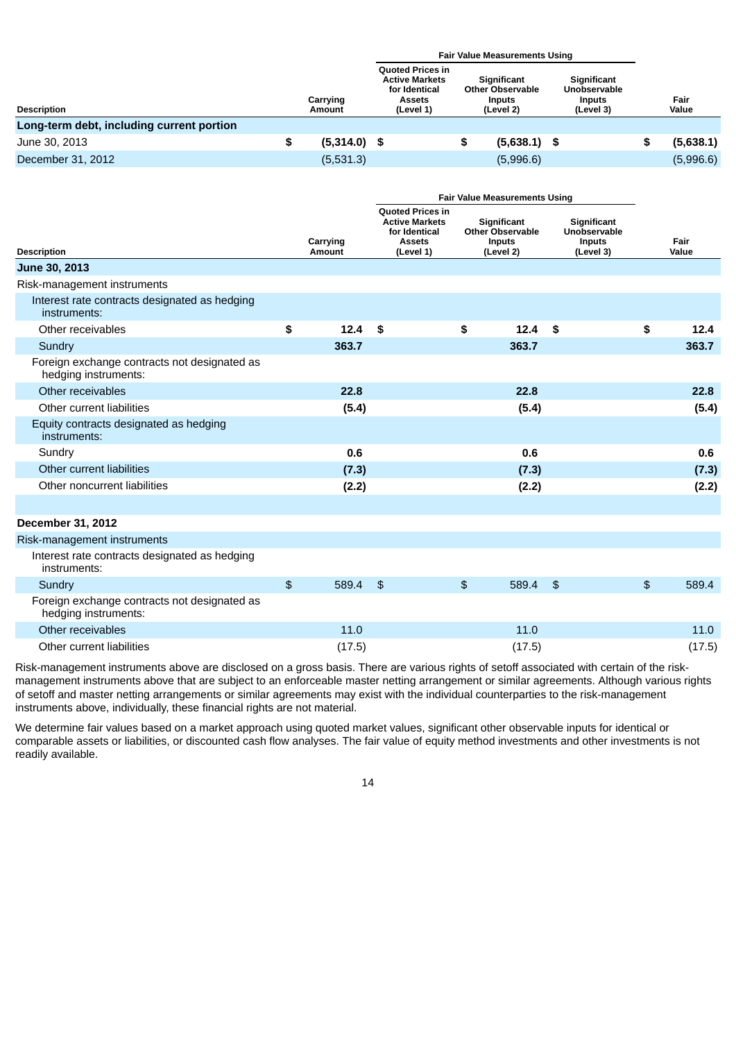| Description | Carrying Amount | Fair Value Measurements Using Quoted Prices in Active Markets for Identical Assets (Level 1) | Significant Other Observable Inputs (Level 2) | Significant Unobservable Inputs (Level 3) | Fair Value |
|---|---|---|---|---|---|
| **Long-term debt, including current portion** | | | | | |
| June 30, 2013 | **$ (5,314.0)** | **$** | **$ (5,638.1)** | **$** | **$ (5,638.1)** |
| December 31, 2012 | (5,531.3) | | (5,996.6) | | (5,996.6) |

| Description | Carrying Amount | Fair Value Measurements Using Quoted Prices in Active Markets for Identical Assets (Level 1) | Significant Other Observable Inputs (Level 2) | Significant Unobservable Inputs (Level 3) | Fair Value |
|---|---|---|---|---|---|
| **June 30, 2013** | | | | | |
| Risk-management instruments | | | | | |
| Interest rate contracts designated as hedging instruments: | | | | | |
| Other receivables | **$ 12.4** | **$** | **$ 12.4** | **$** | **$ 12.4** |
| Sundry | **363.7** | | **363.7** | | **363.7** |
| Foreign exchange contracts not designated as hedging instruments: | | | | | |
| Other receivables | **22.8** | | **22.8** | | **22.8** |
| Other current liabilities | **(5.4)** | | **(5.4)** | | **(5.4)** |
| Equity contracts designated as hedging instruments: | | | | | |
| Sundry | **0.6** | | **0.6** | | **0.6** |
| Other current liabilities | **(7.3)** | | **(7.3)** | | **(7.3)** |
| Other noncurrent liabilities | **(2.2)** | | **(2.2)** | | **(2.2)** |
| | | | | | |
| **December 31, 2012** | | | | | |
| Risk-management instruments | | | | | |
| Interest rate contracts designated as hedging instruments: | | | | | |
| Sundry | $ 589.4 | $ | $ 589.4 | $ | $ 589.4 |
| Foreign exchange contracts not designated as hedging instruments: | | | | | |
| Other receivables | 11.0 | | 11.0 | | 11.0 |
| Other current liabilities | (17.5) | | (17.5) | | (17.5) |

Risk-management instruments above are disclosed on a gross basis. There are various rights of setoff associated with certain of the risk-management instruments above that are subject to an enforceable master netting arrangement or similar agreements. Although various rights of setoff and master netting arrangements or similar agreements may exist with the individual counterparties to the risk-management instruments above, individually, these financial rights are not material.

We determine fair values based on a market approach using quoted market values, significant other observable inputs for identical or comparable assets or liabilities, or discounted cash flow analyses. The fair value of equity method investments and other investments is not readily available.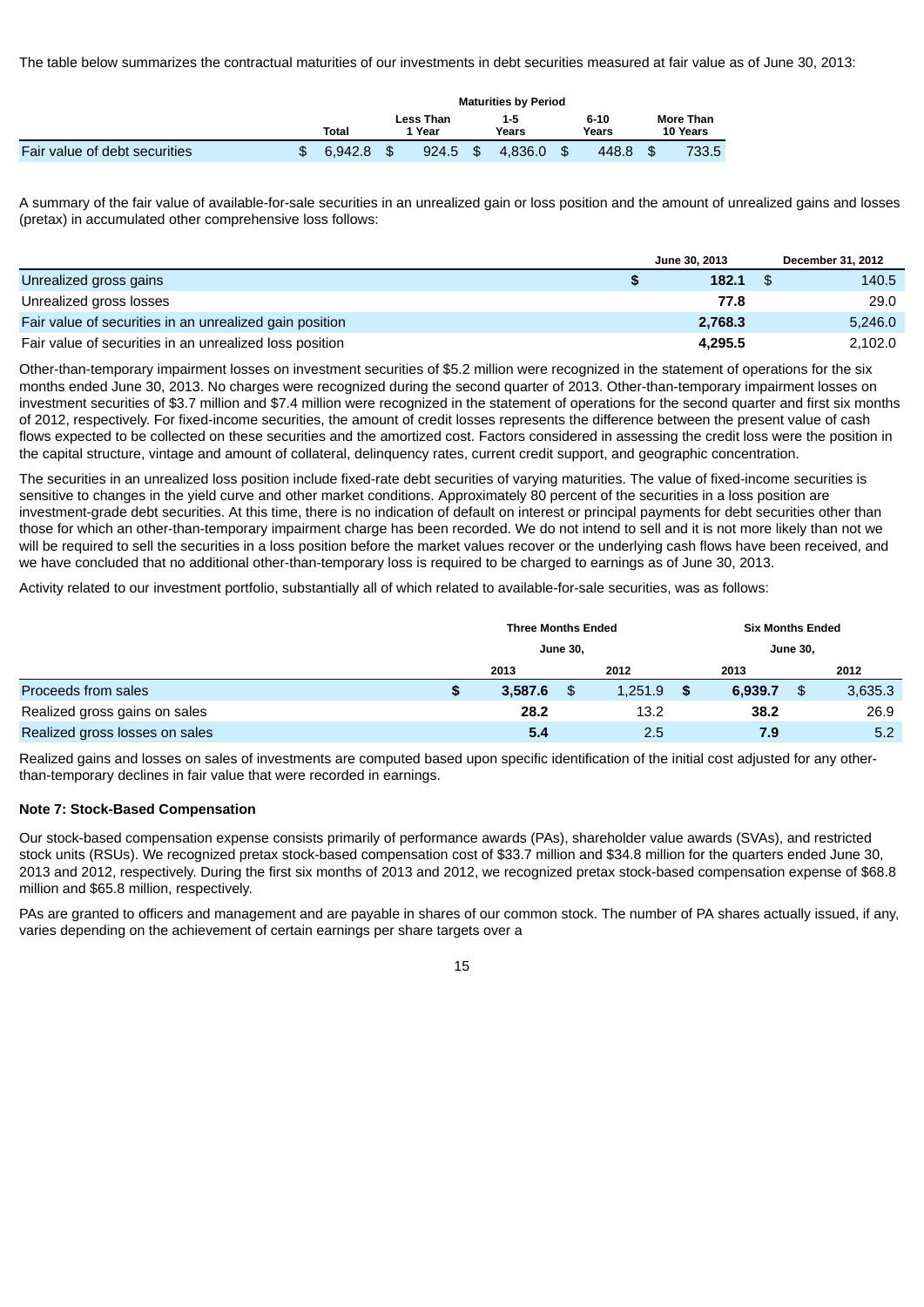The table below summarizes the contractual maturities of our investments in debt securities measured at fair value as of June 30, 2013:

| | Maturities by Period | | | | |
|---|---|---|---|---|---|
| | Total | Less Than 1 Year | 1-5 Years | 6-10 Years | More Than 10 Years |
| Fair value of debt securities | $ 6,942.8 | $ 924.5 | $ 4,836.0 | $ 448.8 | $ 733.5 |

A summary of the fair value of available-for-sale securities in an unrealized gain or loss position and the amount of unrealized gains and losses (pretax) in accumulated other comprehensive loss follows:

| | June 30, 2013 | December 31, 2012 |
|---|---|---|
| Unrealized gross gains | **$ 182.1** | $ 140.5 |
| Unrealized gross losses | **77.8** | 29.0 |
| Fair value of securities in an unrealized gain position | **2,768.3** | 5,246.0 |
| Fair value of securities in an unrealized loss position | **4,295.5** | 2,102.0 |

Other-than-temporary impairment losses on investment securities of $5.2 million were recognized in the statement of operations for the six months ended June 30, 2013. No charges were recognized during the second quarter of 2013. Other-than-temporary impairment losses on investment securities of $3.7 million and $7.4 million were recognized in the statement of operations for the second quarter and first six months of 2012, respectively. For fixed-income securities, the amount of credit losses represents the difference between the present value of cash flows expected to be collected on these securities and the amortized cost. Factors considered in assessing the credit loss were the position in the capital structure, vintage and amount of collateral, delinquency rates, current credit support, and geographic concentration.

The securities in an unrealized loss position include fixed-rate debt securities of varying maturities. The value of fixed-income securities is sensitive to changes in the yield curve and other market conditions. Approximately 80 percent of the securities in a loss position are investment-grade debt securities. At this time, there is no indication of default on interest or principal payments for debt securities other than those for which an other-than-temporary impairment charge has been recorded. We do not intend to sell and it is not more likely than not we will be required to sell the securities in a loss position before the market values recover or the underlying cash flows have been received, and we have concluded that no additional other-than-temporary loss is required to be charged to earnings as of June 30, 2013.

Activity related to our investment portfolio, substantially all of which related to available-for-sale securities, was as follows:

| | Three Months Ended June 30, | | Six Months Ended June 30, | |
|---|---|---|---|---|
| | 2013 | 2012 | 2013 | 2012 |
| Proceeds from sales | **$ 3,587.6** | $ 1,251.9 | **$ 6,939.7** | $ 3,635.3 |
| Realized gross gains on sales | **28.2** | 13.2 | **38.2** | 26.9 |
| Realized gross losses on sales | **5.4** | 2.5 | **7.9** | 5.2 |

Realized gains and losses on sales of investments are computed based upon specific identification of the initial cost adjusted for any other-than-temporary declines in fair value that were recorded in earnings.

**Note 7: Stock-Based Compensation**

Our stock-based compensation expense consists primarily of performance awards (PAs), shareholder value awards (SVAs), and restricted stock units (RSUs). We recognized pretax stock-based compensation cost of $33.7 million and $34.8 million for the quarters ended June 30, 2013 and 2012, respectively. During the first six months of 2013 and 2012, we recognized pretax stock-based compensation expense of $68.8 million and $65.8 million, respectively.

PAs are granted to officers and management and are payable in shares of our common stock. The number of PA shares actually issued, if any, varies depending on the achievement of certain earnings per share targets over a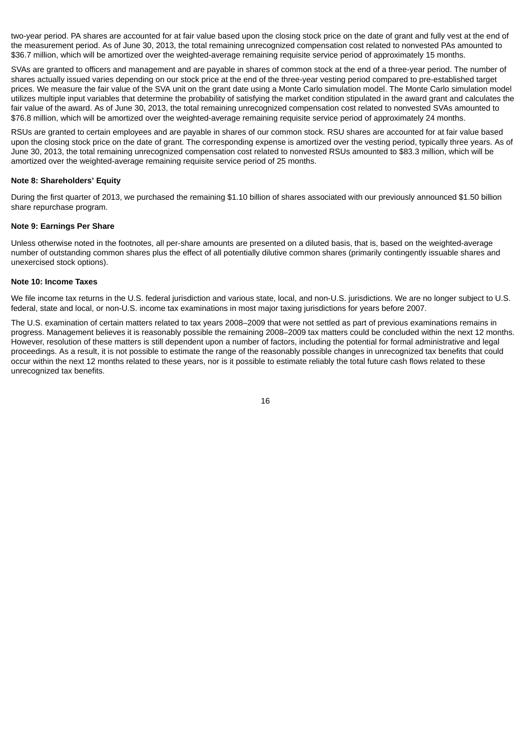two-year period. PA shares are accounted for at fair value based upon the closing stock price on the date of grant and fully vest at the end of the measurement period. As of June 30, 2013, the total remaining unrecognized compensation cost related to nonvested PAs amounted to $36.7 million, which will be amortized over the weighted-average remaining requisite service period of approximately 15 months.

SVAs are granted to officers and management and are payable in shares of common stock at the end of a three-year period. The number of shares actually issued varies depending on our stock price at the end of the three-year vesting period compared to pre-established target prices. We measure the fair value of the SVA unit on the grant date using a Monte Carlo simulation model. The Monte Carlo simulation model utilizes multiple input variables that determine the probability of satisfying the market condition stipulated in the award grant and calculates the fair value of the award. As of June 30, 2013, the total remaining unrecognized compensation cost related to nonvested SVAs amounted to $76.8 million, which will be amortized over the weighted-average remaining requisite service period of approximately 24 months.

RSUs are granted to certain employees and are payable in shares of our common stock. RSU shares are accounted for at fair value based upon the closing stock price on the date of grant. The corresponding expense is amortized over the vesting period, typically three years. As of June 30, 2013, the total remaining unrecognized compensation cost related to nonvested RSUs amounted to $83.3 million, which will be amortized over the weighted-average remaining requisite service period of 25 months.

**Note 8: Shareholders' Equity**

During the first quarter of 2013, we purchased the remaining $1.10 billion of shares associated with our previously announced $1.50 billion share repurchase program.

**Note 9: Earnings Per Share**

Unless otherwise noted in the footnotes, all per-share amounts are presented on a diluted basis, that is, based on the weighted-average number of outstanding common shares plus the effect of all potentially dilutive common shares (primarily contingently issuable shares and unexercised stock options).

**Note 10: Income Taxes**

We file income tax returns in the U.S. federal jurisdiction and various state, local, and non-U.S. jurisdictions. We are no longer subject to U.S. federal, state and local, or non-U.S. income tax examinations in most major taxing jurisdictions for years before 2007.

The U.S. examination of certain matters related to tax years 2008–2009 that were not settled as part of previous examinations remains in progress. Management believes it is reasonably possible the remaining 2008–2009 tax matters could be concluded within the next 12 months. However, resolution of these matters is still dependent upon a number of factors, including the potential for formal administrative and legal proceedings. As a result, it is not possible to estimate the range of the reasonably possible changes in unrecognized tax benefits that could occur within the next 12 months related to these years, nor is it possible to estimate reliably the total future cash flows related to these unrecognized tax benefits.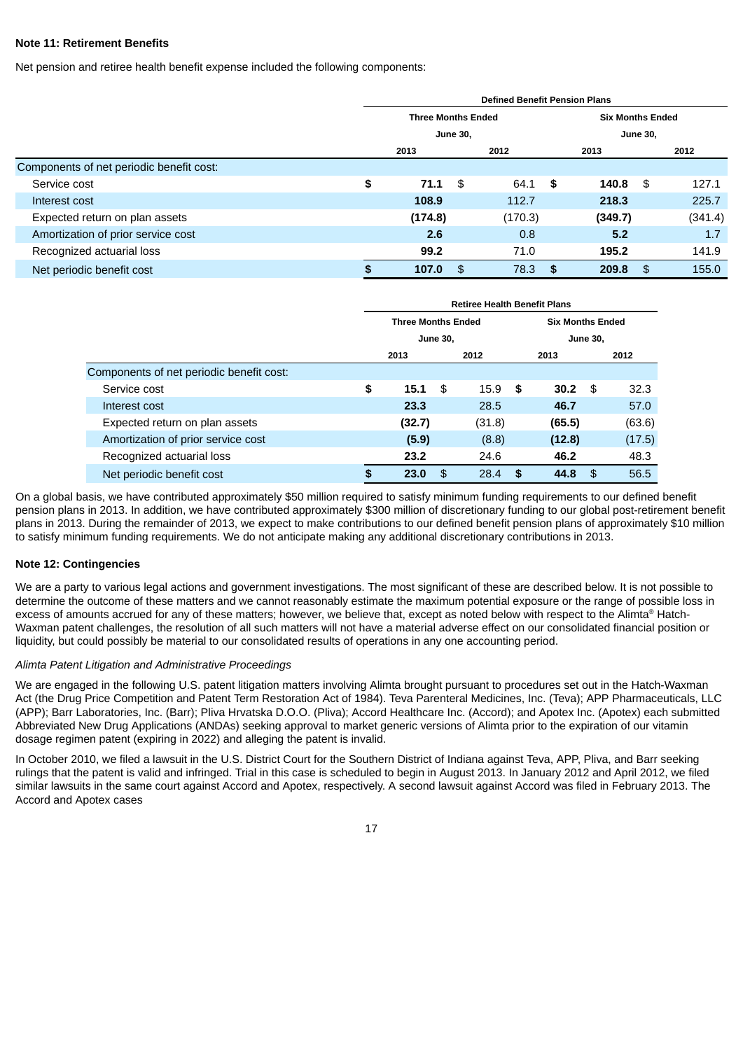## Note 11: Retirement Benefits

Net pension and retiree health benefit expense included the following components:

| | Defined Benefit Pension Plans | | | |
|---|---|---|---|---|
| | Three Months Ended June 30, | | Six Months Ended June 30, | |
| | 2013 | 2012 | 2013 | 2012 |
| Components of net periodic benefit cost: | | | | |
| Service cost | **$ 71.1** | $ 64.1 | **$ 140.8** | $ 127.1 |
| Interest cost | **108.9** | 112.7 | **218.3** | 225.7 |
| Expected return on plan assets | **(174.8)** | (170.3) | **(349.7)** | (341.4) |
| Amortization of prior service cost | **2.6** | 0.8 | **5.2** | 1.7 |
| Recognized actuarial loss | **99.2** | 71.0 | **195.2** | 141.9 |
| Net periodic benefit cost | **$ 107.0** | $ 78.3 | **$ 209.8** | $ 155.0 |

| | Retiree Health Benefit Plans | | | |
|---|---|---|---|---|
| | Three Months Ended June 30, | | Six Months Ended June 30, | |
| | 2013 | 2012 | 2013 | 2012 |
| Components of net periodic benefit cost: | | | | |
| Service cost | **$ 15.1** | $ 15.9 | **$ 30.2** | $ 32.3 |
| Interest cost | **23.3** | 28.5 | **46.7** | 57.0 |
| Expected return on plan assets | **(32.7)** | (31.8) | **(65.5)** | (63.6) |
| Amortization of prior service cost | **(5.9)** | (8.8) | **(12.8)** | (17.5) |
| Recognized actuarial loss | **23.2** | 24.6 | **46.2** | 48.3 |
| Net periodic benefit cost | **$ 23.0** | $ 28.4 | **$ 44.8** | $ 56.5 |

On a global basis, we have contributed approximately $50 million required to satisfy minimum funding requirements to our defined benefit pension plans in 2013. In addition, we have contributed approximately $300 million of discretionary funding to our global post-retirement benefit plans in 2013. During the remainder of 2013, we expect to make contributions to our defined benefit pension plans of approximately $10 million to satisfy minimum funding requirements. We do not anticipate making any additional discretionary contributions in 2013.

## Note 12: Contingencies

We are a party to various legal actions and government investigations. The most significant of these are described below. It is not possible to determine the outcome of these matters and we cannot reasonably estimate the maximum potential exposure or the range of possible loss in excess of amounts accrued for any of these matters; however, we believe that, except as noted below with respect to the Alimta® Hatch-Waxman patent challenges, the resolution of all such matters will not have a material adverse effect on our consolidated financial position or liquidity, but could possibly be material to our consolidated results of operations in any one accounting period.

*Alimta Patent Litigation and Administrative Proceedings*

We are engaged in the following U.S. patent litigation matters involving Alimta brought pursuant to procedures set out in the Hatch-Waxman Act (the Drug Price Competition and Patent Term Restoration Act of 1984). Teva Parenteral Medicines, Inc. (Teva); APP Pharmaceuticals, LLC (APP); Barr Laboratories, Inc. (Barr); Pliva Hrvatska D.O.O. (Pliva); Accord Healthcare Inc. (Accord); and Apotex Inc. (Apotex) each submitted Abbreviated New Drug Applications (ANDAs) seeking approval to market generic versions of Alimta prior to the expiration of our vitamin dosage regimen patent (expiring in 2022) and alleging the patent is invalid.

In October 2010, we filed a lawsuit in the U.S. District Court for the Southern District of Indiana against Teva, APP, Pliva, and Barr seeking rulings that the patent is valid and infringed. Trial in this case is scheduled to begin in August 2013. In January 2012 and April 2012, we filed similar lawsuits in the same court against Accord and Apotex, respectively. A second lawsuit against Accord was filed in February 2013. The Accord and Apotex cases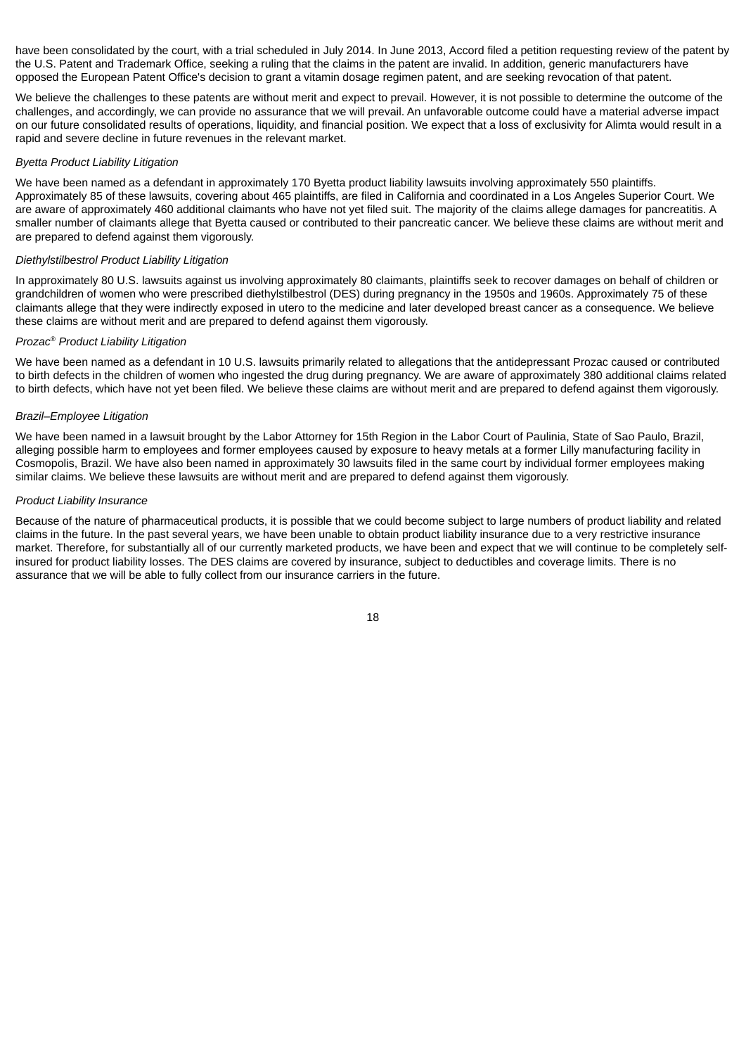have been consolidated by the court, with a trial scheduled in July 2014. In June 2013, Accord filed a petition requesting review of the patent by the U.S. Patent and Trademark Office, seeking a ruling that the claims in the patent are invalid. In addition, generic manufacturers have opposed the European Patent Office's decision to grant a vitamin dosage regimen patent, and are seeking revocation of that patent.

We believe the challenges to these patents are without merit and expect to prevail. However, it is not possible to determine the outcome of the challenges, and accordingly, we can provide no assurance that we will prevail. An unfavorable outcome could have a material adverse impact on our future consolidated results of operations, liquidity, and financial position. We expect that a loss of exclusivity for Alimta would result in a rapid and severe decline in future revenues in the relevant market.

*Byetta Product Liability Litigation*

We have been named as a defendant in approximately 170 Byetta product liability lawsuits involving approximately 550 plaintiffs. Approximately 85 of these lawsuits, covering about 465 plaintiffs, are filed in California and coordinated in a Los Angeles Superior Court. We are aware of approximately 460 additional claimants who have not yet filed suit. The majority of the claims allege damages for pancreatitis. A smaller number of claimants allege that Byetta caused or contributed to their pancreatic cancer. We believe these claims are without merit and are prepared to defend against them vigorously.

*Diethylstilbestrol Product Liability Litigation*

In approximately 80 U.S. lawsuits against us involving approximately 80 claimants, plaintiffs seek to recover damages on behalf of children or grandchildren of women who were prescribed diethylstilbestrol (DES) during pregnancy in the 1950s and 1960s. Approximately 75 of these claimants allege that they were indirectly exposed in utero to the medicine and later developed breast cancer as a consequence. We believe these claims are without merit and are prepared to defend against them vigorously.

*Prozac® Product Liability Litigation*

We have been named as a defendant in 10 U.S. lawsuits primarily related to allegations that the antidepressant Prozac caused or contributed to birth defects in the children of women who ingested the drug during pregnancy. We are aware of approximately 380 additional claims related to birth defects, which have not yet been filed. We believe these claims are without merit and are prepared to defend against them vigorously.

*Brazil–Employee Litigation*

We have been named in a lawsuit brought by the Labor Attorney for 15th Region in the Labor Court of Paulinia, State of Sao Paulo, Brazil, alleging possible harm to employees and former employees caused by exposure to heavy metals at a former Lilly manufacturing facility in Cosmopolis, Brazil. We have also been named in approximately 30 lawsuits filed in the same court by individual former employees making similar claims. We believe these lawsuits are without merit and are prepared to defend against them vigorously.

*Product Liability Insurance*

Because of the nature of pharmaceutical products, it is possible that we could become subject to large numbers of product liability and related claims in the future. In the past several years, we have been unable to obtain product liability insurance due to a very restrictive insurance market. Therefore, for substantially all of our currently marketed products, we have been and expect that we will continue to be completely self-insured for product liability losses. The DES claims are covered by insurance, subject to deductibles and coverage limits. There is no assurance that we will be able to fully collect from our insurance carriers in the future.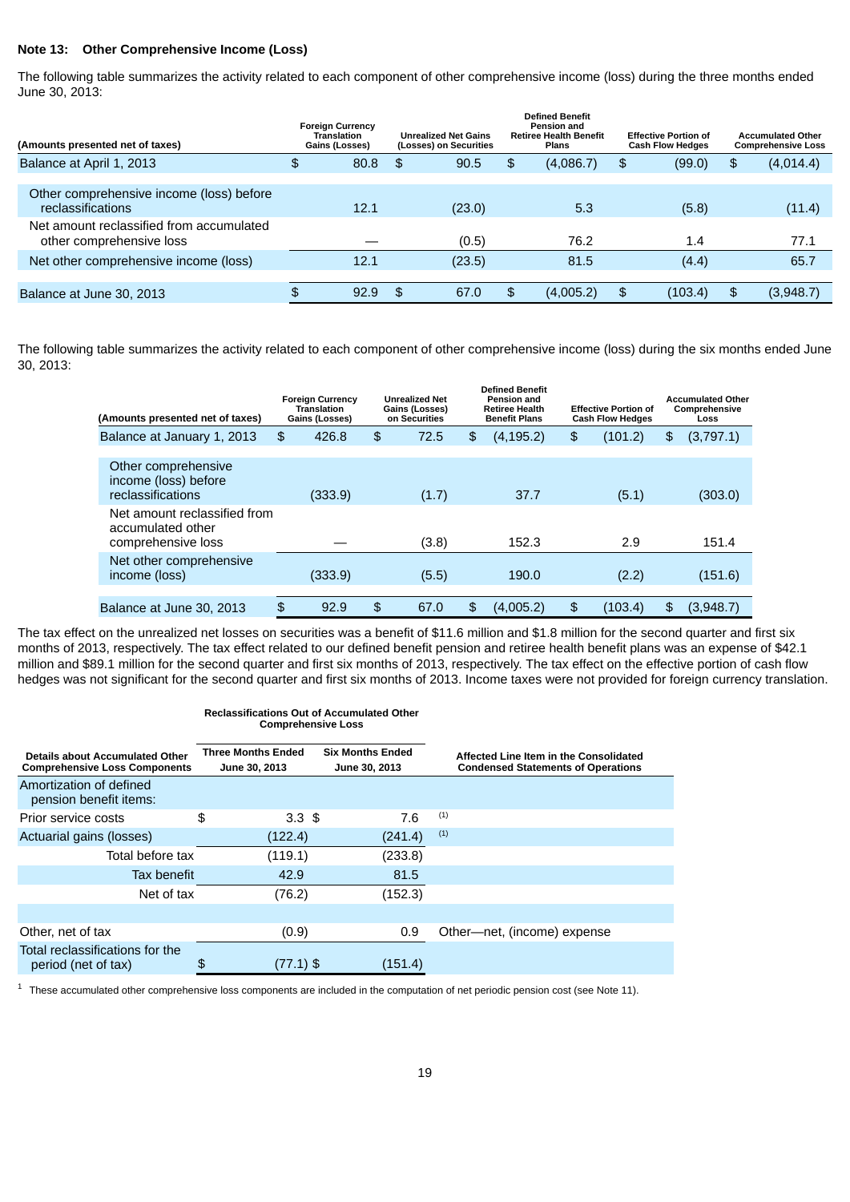#### Note 13: Other Comprehensive Income (Loss)

The following table summarizes the activity related to each component of other comprehensive income (loss) during the three months ended June 30, 2013:

| (Amounts presented net of taxes) | Foreign Currency Translation Gains (Losses) | Unrealized Net Gains (Losses) on Securities | Defined Benefit Pension and Retiree Health Benefit Plans | Effective Portion of Cash Flow Hedges | Accumulated Other Comprehensive Loss |
|---|---|---|---|---|---|
| Balance at April 1, 2013 | $ 80.8 | $ 90.5 | $ (4,086.7) | $ (99.0) | $ (4,014.4) |
| Other comprehensive income (loss) before reclassifications | 12.1 | (23.0) | 5.3 | (5.8) | (11.4) |
| Net amount reclassified from accumulated other comprehensive loss | — | (0.5) | 76.2 | 1.4 | 77.1 |
| Net other comprehensive income (loss) | 12.1 | (23.5) | 81.5 | (4.4) | 65.7 |
| Balance at June 30, 2013 | $ 92.9 | $ 67.0 | $ (4,005.2) | $ (103.4) | $ (3,948.7) |

The following table summarizes the activity related to each component of other comprehensive income (loss) during the six months ended June 30, 2013:

| (Amounts presented net of taxes) | Foreign Currency Translation Gains (Losses) | Unrealized Net Gains (Losses) on Securities | Defined Benefit Pension and Retiree Health Benefit Plans | Effective Portion of Cash Flow Hedges | Accumulated Other Comprehensive Loss |
|---|---|---|---|---|---|
| Balance at January 1, 2013 | $ 426.8 | $ 72.5 | $ (4,195.2) | $ (101.2) | $ (3,797.1) |
| Other comprehensive income (loss) before reclassifications | (333.9) | (1.7) | 37.7 | (5.1) | (303.0) |
| Net amount reclassified from accumulated other comprehensive loss | — | (3.8) | 152.3 | 2.9 | 151.4 |
| Net other comprehensive income (loss) | (333.9) | (5.5) | 190.0 | (2.2) | (151.6) |
| Balance at June 30, 2013 | $ 92.9 | $ 67.0 | $ (4,005.2) | $ (103.4) | $ (3,948.7) |

The tax effect on the unrealized net losses on securities was a benefit of $11.6 million and $1.8 million for the second quarter and first six months of 2013, respectively. The tax effect related to our defined benefit pension and retiree health benefit plans was an expense of $42.1 million and $89.1 million for the second quarter and first six months of 2013, respectively. The tax effect on the effective portion of cash flow hedges was not significant for the second quarter and first six months of 2013. Income taxes were not provided for foreign currency translation.

| Details about Accumulated Other Comprehensive Loss Components | Reclassifications Out of Accumulated Other Comprehensive Loss | | Affected Line Item in the Consolidated Condensed Statements of Operations |
|---|---|---|---|
| | Three Months Ended June 30, 2013 | Six Months Ended June 30, 2013 | |
| Amortization of defined pension benefit items: | | | |
| Prior service costs | $ 3.3 | $ 7.6 | [1] |
| Actuarial gains (losses) | (122.4) | (241.4) | [1] |
| Total before tax | (119.1) | (233.8) | |
| Tax benefit | 42.9 | 81.5 | |
| Net of tax | (76.2) | (152.3) | |
| | | | |
| Other, net of tax | (0.9) | 0.9 | Other—net, (income) expense |
| Total reclassifications for the period (net of tax) | $ (77.1) | $ (151.4) | |

[1] These accumulated other comprehensive loss components are included in the computation of net periodic pension cost (see Note 11).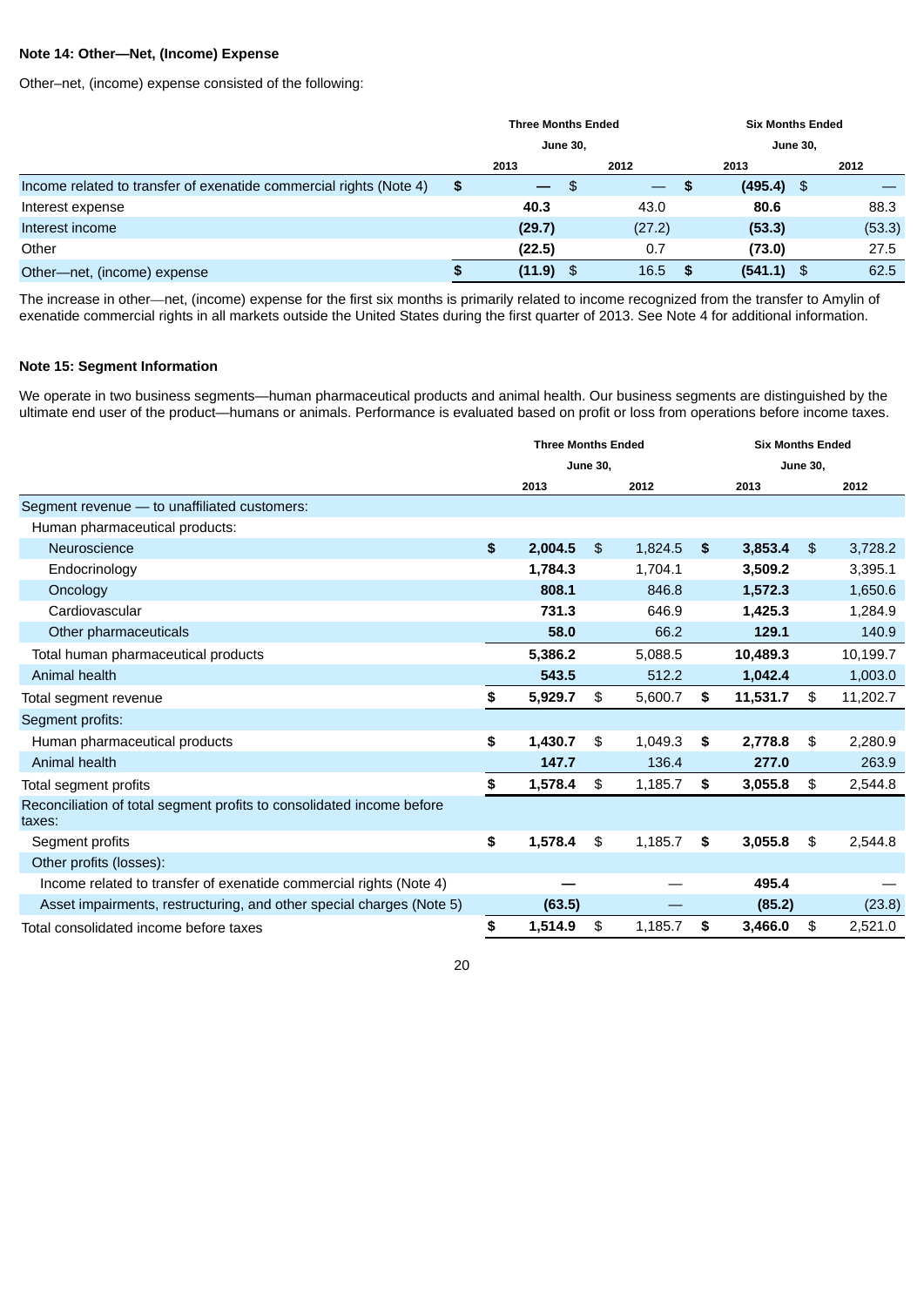**Note 14: Other—Net, (Income) Expense**

Other–net, (income) expense consisted of the following:

| | Three Months Ended June 30, | | Six Months Ended June 30, | |
|---|---|---|---|---|
| | 2013 | 2012 | 2013 | 2012 |
| Income related to transfer of exenatide commercial rights (Note 4) | $ — | $ — | $ (495.4) | $ — |
| Interest expense | 40.3 | 43.0 | 80.6 | 88.3 |
| Interest income | (29.7) | (27.2) | (53.3) | (53.3) |
| Other | (22.5) | 0.7 | (73.0) | 27.5 |
| Other—net, (income) expense | $ (11.9) | $ 16.5 | $ (541.1) | $ 62.5 |

The increase in other—net, (income) expense for the first six months is primarily related to income recognized from the transfer to Amylin of exenatide commercial rights in all markets outside the United States during the first quarter of 2013. See Note 4 for additional information.

**Note 15: Segment Information**

We operate in two business segments—human pharmaceutical products and animal health. Our business segments are distinguished by the ultimate end user of the product—humans or animals. Performance is evaluated based on profit or loss from operations before income taxes.

| | Three Months Ended June 30, | | Six Months Ended June 30, | |
|---|---|---|---|---|
| | 2013 | 2012 | 2013 | 2012 |
| Segment revenue — to unaffiliated customers: | | | | |
| Human pharmaceutical products: | | | | |
| Neuroscience | $ 2,004.5 | $ 1,824.5 | $ 3,853.4 | $ 3,728.2 |
| Endocrinology | 1,784.3 | 1,704.1 | 3,509.2 | 3,395.1 |
| Oncology | 808.1 | 846.8 | 1,572.3 | 1,650.6 |
| Cardiovascular | 731.3 | 646.9 | 1,425.3 | 1,284.9 |
| Other pharmaceuticals | 58.0 | 66.2 | 129.1 | 140.9 |
| Total human pharmaceutical products | 5,386.2 | 5,088.5 | 10,489.3 | 10,199.7 |
| Animal health | 543.5 | 512.2 | 1,042.4 | 1,003.0 |
| Total segment revenue | $ 5,929.7 | $ 5,600.7 | $ 11,531.7 | $ 11,202.7 |
| Segment profits: | | | | |
| Human pharmaceutical products | $ 1,430.7 | $ 1,049.3 | $ 2,778.8 | $ 2,280.9 |
| Animal health | 147.7 | 136.4 | 277.0 | 263.9 |
| Total segment profits | $ 1,578.4 | $ 1,185.7 | $ 3,055.8 | $ 2,544.8 |
| Reconciliation of total segment profits to consolidated income before taxes: | | | | |
| Segment profits | $ 1,578.4 | $ 1,185.7 | $ 3,055.8 | $ 2,544.8 |
| Other profits (losses): | | | | |
| Income related to transfer of exenatide commercial rights (Note 4) | — | — | 495.4 | — |
| Asset impairments, restructuring, and other special charges (Note 5) | (63.5) | — | (85.2) | (23.8) |
| Total consolidated income before taxes | $ 1,514.9 | $ 1,185.7 | $ 3,466.0 | $ 2,521.0 |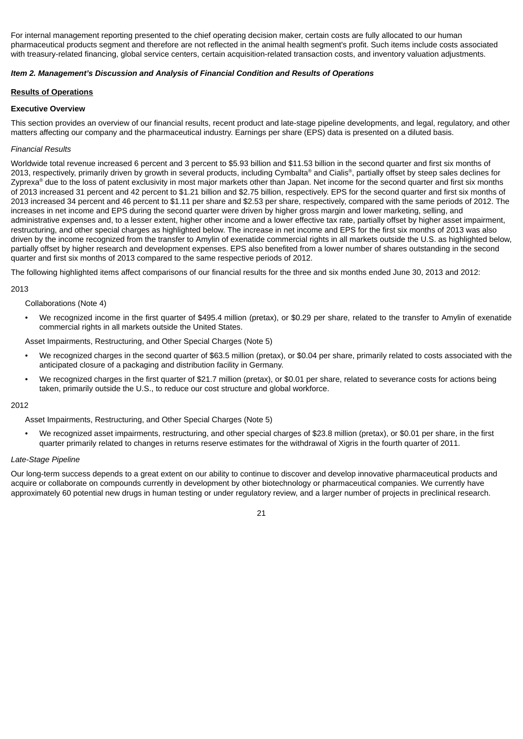For internal management reporting presented to the chief operating decision maker, certain costs are fully allocated to our human pharmaceutical products segment and therefore are not reflected in the animal health segment's profit. Such items include costs associated with treasury-related financing, global service centers, certain acquisition-related transaction costs, and inventory valuation adjustments.

***Item 2. Management's Discussion and Analysis of Financial Condition and Results of Operations***

**Results of Operations**

**Executive Overview**

This section provides an overview of our financial results, recent product and late-stage pipeline developments, and legal, regulatory, and other matters affecting our company and the pharmaceutical industry. Earnings per share (EPS) data is presented on a diluted basis.

*Financial Results*

Worldwide total revenue increased 6 percent and 3 percent to $5.93 billion and $11.53 billion in the second quarter and first six months of 2013, respectively, primarily driven by growth in several products, including Cymbalta® and Cialis®, partially offset by steep sales declines for Zyprexa® due to the loss of patent exclusivity in most major markets other than Japan. Net income for the second quarter and first six months of 2013 increased 31 percent and 42 percent to $1.21 billion and $2.75 billion, respectively. EPS for the second quarter and first six months of 2013 increased 34 percent and 46 percent to $1.11 per share and $2.53 per share, respectively, compared with the same periods of 2012. The increases in net income and EPS during the second quarter were driven by higher gross margin and lower marketing, selling, and administrative expenses and, to a lesser extent, higher other income and a lower effective tax rate, partially offset by higher asset impairment, restructuring, and other special charges as highlighted below. The increase in net income and EPS for the first six months of 2013 was also driven by the income recognized from the transfer to Amylin of exenatide commercial rights in all markets outside the U.S. as highlighted below, partially offset by higher research and development expenses. EPS also benefited from a lower number of shares outstanding in the second quarter and first six months of 2013 compared to the same respective periods of 2012.

The following highlighted items affect comparisons of our financial results for the three and six months ended June 30, 2013 and 2012:

2013

Collaborations (Note 4)

- We recognized income in the first quarter of $495.4 million (pretax), or $0.29 per share, related to the transfer to Amylin of exenatide commercial rights in all markets outside the United States.

Asset Impairments, Restructuring, and Other Special Charges (Note 5)

- We recognized charges in the second quarter of $63.5 million (pretax), or $0.04 per share, primarily related to costs associated with the anticipated closure of a packaging and distribution facility in Germany.
- We recognized charges in the first quarter of $21.7 million (pretax), or $0.01 per share, related to severance costs for actions being taken, primarily outside the U.S., to reduce our cost structure and global workforce.

2012

Asset Impairments, Restructuring, and Other Special Charges (Note 5)

- We recognized asset impairments, restructuring, and other special charges of $23.8 million (pretax), or $0.01 per share, in the first quarter primarily related to changes in returns reserve estimates for the withdrawal of Xigris in the fourth quarter of 2011.

*Late-Stage Pipeline*

Our long-term success depends to a great extent on our ability to continue to discover and develop innovative pharmaceutical products and acquire or collaborate on compounds currently in development by other biotechnology or pharmaceutical companies. We currently have approximately 60 potential new drugs in human testing or under regulatory review, and a larger number of projects in preclinical research.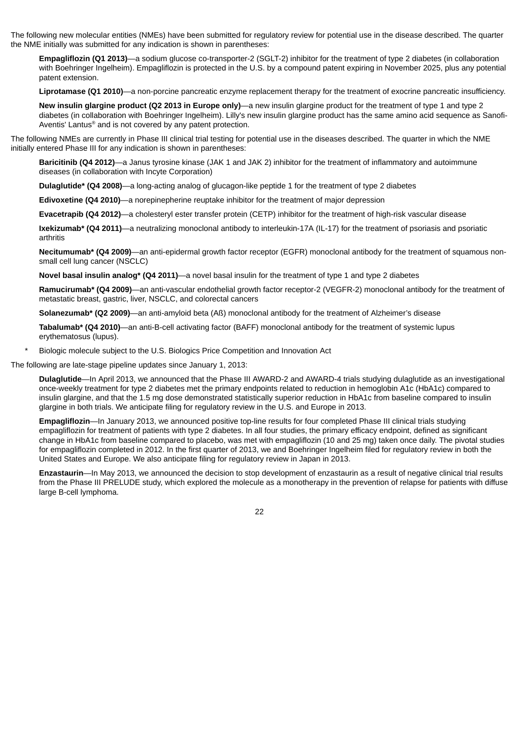The following new molecular entities (NMEs) have been submitted for regulatory review for potential use in the disease described. The quarter the NME initially was submitted for any indication is shown in parentheses:

**Empagliflozin (Q1 2013)**—a sodium glucose co-transporter-2 (SGLT-2) inhibitor for the treatment of type 2 diabetes (in collaboration with Boehringer Ingelheim). Empagliflozin is protected in the U.S. by a compound patent expiring in November 2025, plus any potential patent extension.

**Liprotamase (Q1 2010)**—a non-porcine pancreatic enzyme replacement therapy for the treatment of exocrine pancreatic insufficiency.

**New insulin glargine product (Q2 2013 in Europe only)**—a new insulin glargine product for the treatment of type 1 and type 2 diabetes (in collaboration with Boehringer Ingelheim). Lilly's new insulin glargine product has the same amino acid sequence as Sanofi-Aventis' Lantus® and is not covered by any patent protection.

The following NMEs are currently in Phase III clinical trial testing for potential use in the diseases described. The quarter in which the NME initially entered Phase III for any indication is shown in parentheses:

**Baricitinib (Q4 2012)**—a Janus tyrosine kinase (JAK 1 and JAK 2) inhibitor for the treatment of inflammatory and autoimmune diseases (in collaboration with Incyte Corporation)

**Dulaglutide* (Q4 2008)**—a long-acting analog of glucagon-like peptide 1 for the treatment of type 2 diabetes

**Edivoxetine (Q4 2010)**—a norepinephrine reuptake inhibitor for the treatment of major depression

**Evacetrapib (Q4 2012)**—a cholesteryl ester transfer protein (CETP) inhibitor for the treatment of high-risk vascular disease

**Ixekizumab* (Q4 2011)**—a neutralizing monoclonal antibody to interleukin-17A (IL-17) for the treatment of psoriasis and psoriatic arthritis

**Necitumumab* (Q4 2009)**—an anti-epidermal growth factor receptor (EGFR) monoclonal antibody for the treatment of squamous non-small cell lung cancer (NSCLC)

**Novel basal insulin analog* (Q4 2011)**—a novel basal insulin for the treatment of type 1 and type 2 diabetes

**Ramucirumab* (Q4 2009)**—an anti-vascular endothelial growth factor receptor-2 (VEGFR-2) monoclonal antibody for the treatment of metastatic breast, gastric, liver, NSCLC, and colorectal cancers

**Solanezumab* (Q2 2009)**—an anti-amyloid beta (Aß) monoclonal antibody for the treatment of Alzheimer's disease

**Tabalumab* (Q4 2010)**—an anti-B-cell activating factor (BAFF) monoclonal antibody for the treatment of systemic lupus erythematosus (lupus).

\* Biologic molecule subject to the U.S. Biologics Price Competition and Innovation Act

The following are late-stage pipeline updates since January 1, 2013:

**Dulaglutide**—In April 2013, we announced that the Phase III AWARD-2 and AWARD-4 trials studying dulaglutide as an investigational once-weekly treatment for type 2 diabetes met the primary endpoints related to reduction in hemoglobin A1c (HbA1c) compared to insulin glargine, and that the 1.5 mg dose demonstrated statistically superior reduction in HbA1c from baseline compared to insulin glargine in both trials. We anticipate filing for regulatory review in the U.S. and Europe in 2013.

**Empagliflozin**—In January 2013, we announced positive top-line results for four completed Phase III clinical trials studying empagliflozin for treatment of patients with type 2 diabetes. In all four studies, the primary efficacy endpoint, defined as significant change in HbA1c from baseline compared to placebo, was met with empagliflozin (10 and 25 mg) taken once daily. The pivotal studies for empagliflozin completed in 2012. In the first quarter of 2013, we and Boehringer Ingelheim filed for regulatory review in both the United States and Europe. We also anticipate filing for regulatory review in Japan in 2013.

**Enzastaurin**—In May 2013, we announced the decision to stop development of enzastaurin as a result of negative clinical trial results from the Phase III PRELUDE study, which explored the molecule as a monotherapy in the prevention of relapse for patients with diffuse large B-cell lymphoma.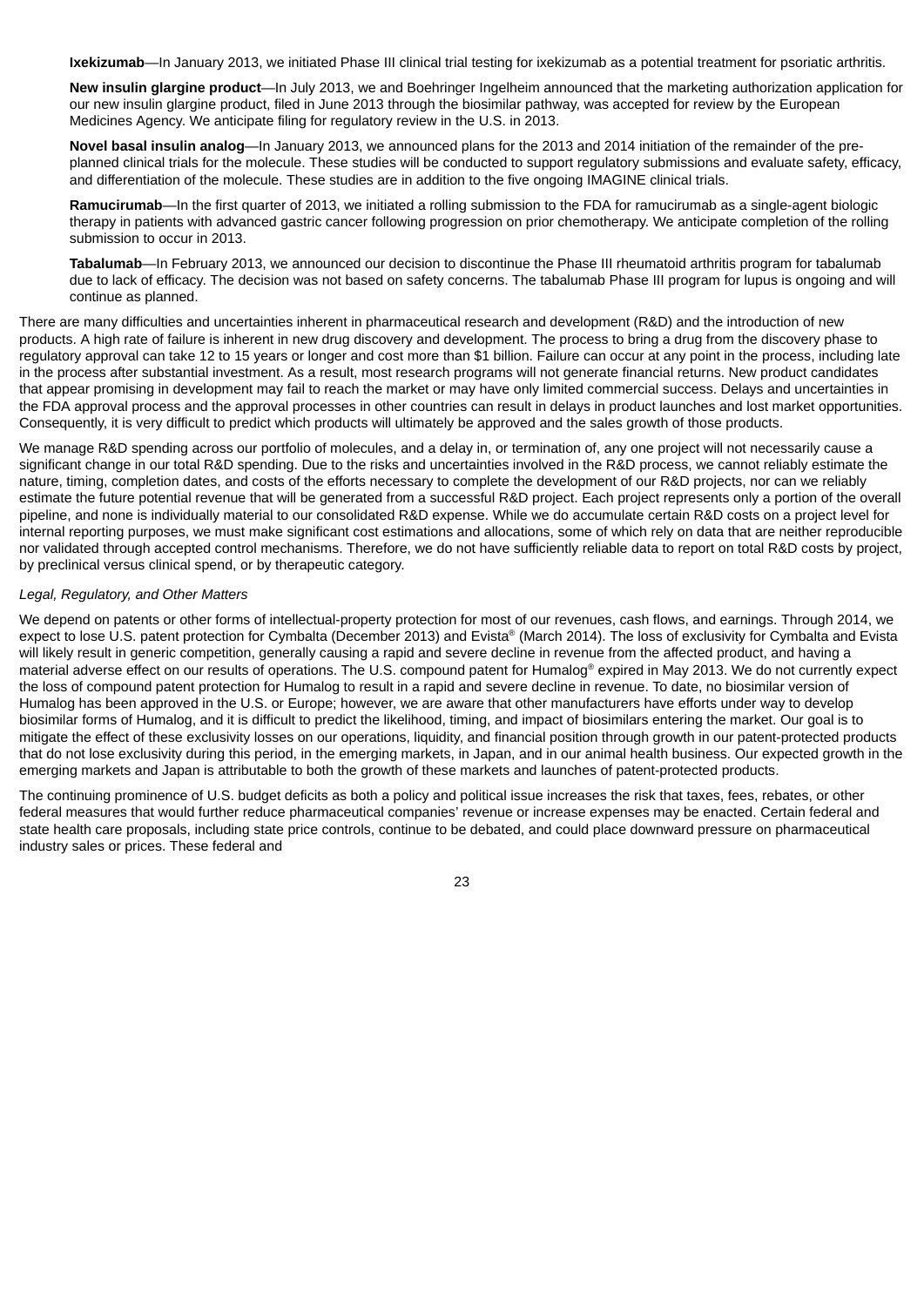**Ixekizumab**—In January 2013, we initiated Phase III clinical trial testing for ixekizumab as a potential treatment for psoriatic arthritis.

**New insulin glargine product**—In July 2013, we and Boehringer Ingelheim announced that the marketing authorization application for our new insulin glargine product, filed in June 2013 through the biosimilar pathway, was accepted for review by the European Medicines Agency. We anticipate filing for regulatory review in the U.S. in 2013.

**Novel basal insulin analog**—In January 2013, we announced plans for the 2013 and 2014 initiation of the remainder of the pre-planned clinical trials for the molecule. These studies will be conducted to support regulatory submissions and evaluate safety, efficacy, and differentiation of the molecule. These studies are in addition to the five ongoing IMAGINE clinical trials.

**Ramucirumab**—In the first quarter of 2013, we initiated a rolling submission to the FDA for ramucirumab as a single-agent biologic therapy in patients with advanced gastric cancer following progression on prior chemotherapy. We anticipate completion of the rolling submission to occur in 2013.

**Tabalumab**—In February 2013, we announced our decision to discontinue the Phase III rheumatoid arthritis program for tabalumab due to lack of efficacy. The decision was not based on safety concerns. The tabalumab Phase III program for lupus is ongoing and will continue as planned.

There are many difficulties and uncertainties inherent in pharmaceutical research and development (R&D) and the introduction of new products. A high rate of failure is inherent in new drug discovery and development. The process to bring a drug from the discovery phase to regulatory approval can take 12 to 15 years or longer and cost more than $1 billion. Failure can occur at any point in the process, including late in the process after substantial investment. As a result, most research programs will not generate financial returns. New product candidates that appear promising in development may fail to reach the market or may have only limited commercial success. Delays and uncertainties in the FDA approval process and the approval processes in other countries can result in delays in product launches and lost market opportunities. Consequently, it is very difficult to predict which products will ultimately be approved and the sales growth of those products.

We manage R&D spending across our portfolio of molecules, and a delay in, or termination of, any one project will not necessarily cause a significant change in our total R&D spending. Due to the risks and uncertainties involved in the R&D process, we cannot reliably estimate the nature, timing, completion dates, and costs of the efforts necessary to complete the development of our R&D projects, nor can we reliably estimate the future potential revenue that will be generated from a successful R&D project. Each project represents only a portion of the overall pipeline, and none is individually material to our consolidated R&D expense. While we do accumulate certain R&D costs on a project level for internal reporting purposes, we must make significant cost estimations and allocations, some of which rely on data that are neither reproducible nor validated through accepted control mechanisms. Therefore, we do not have sufficiently reliable data to report on total R&D costs by project, by preclinical versus clinical spend, or by therapeutic category.

*Legal, Regulatory, and Other Matters*

We depend on patents or other forms of intellectual-property protection for most of our revenues, cash flows, and earnings. Through 2014, we expect to lose U.S. patent protection for Cymbalta (December 2013) and Evista® (March 2014). The loss of exclusivity for Cymbalta and Evista will likely result in generic competition, generally causing a rapid and severe decline in revenue from the affected product, and having a material adverse effect on our results of operations. The U.S. compound patent for Humalog® expired in May 2013. We do not currently expect the loss of compound patent protection for Humalog to result in a rapid and severe decline in revenue. To date, no biosimilar version of Humalog has been approved in the U.S. or Europe; however, we are aware that other manufacturers have efforts under way to develop biosimilar forms of Humalog, and it is difficult to predict the likelihood, timing, and impact of biosimilars entering the market. Our goal is to mitigate the effect of these exclusivity losses on our operations, liquidity, and financial position through growth in our patent-protected products that do not lose exclusivity during this period, in the emerging markets, in Japan, and in our animal health business. Our expected growth in the emerging markets and Japan is attributable to both the growth of these markets and launches of patent-protected products.

The continuing prominence of U.S. budget deficits as both a policy and political issue increases the risk that taxes, fees, rebates, or other federal measures that would further reduce pharmaceutical companies' revenue or increase expenses may be enacted. Certain federal and state health care proposals, including state price controls, continue to be debated, and could place downward pressure on pharmaceutical industry sales or prices. These federal and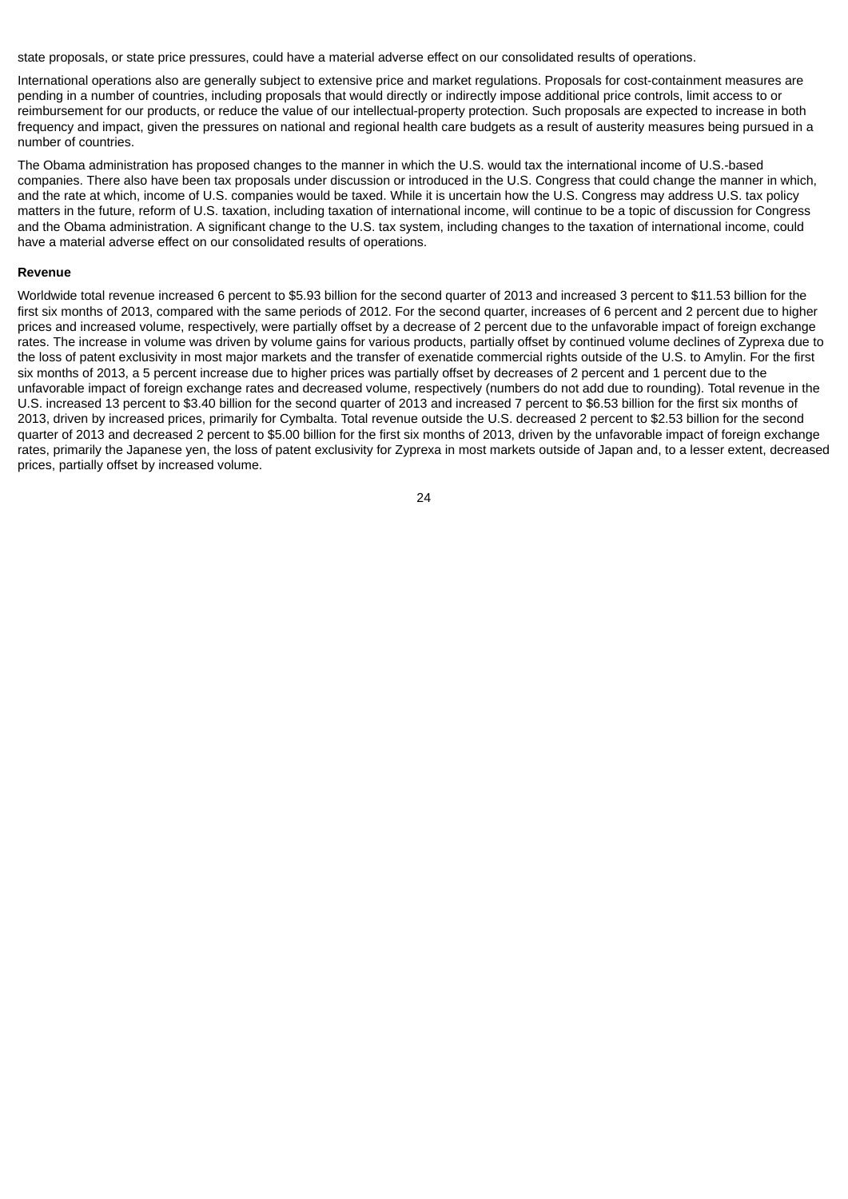state proposals, or state price pressures, could have a material adverse effect on our consolidated results of operations.

International operations also are generally subject to extensive price and market regulations. Proposals for cost-containment measures are pending in a number of countries, including proposals that would directly or indirectly impose additional price controls, limit access to or reimbursement for our products, or reduce the value of our intellectual-property protection. Such proposals are expected to increase in both frequency and impact, given the pressures on national and regional health care budgets as a result of austerity measures being pursued in a number of countries.

The Obama administration has proposed changes to the manner in which the U.S. would tax the international income of U.S.-based companies. There also have been tax proposals under discussion or introduced in the U.S. Congress that could change the manner in which, and the rate at which, income of U.S. companies would be taxed. While it is uncertain how the U.S. Congress may address U.S. tax policy matters in the future, reform of U.S. taxation, including taxation of international income, will continue to be a topic of discussion for Congress and the Obama administration. A significant change to the U.S. tax system, including changes to the taxation of international income, could have a material adverse effect on our consolidated results of operations.

**Revenue**

Worldwide total revenue increased 6 percent to $5.93 billion for the second quarter of 2013 and increased 3 percent to $11.53 billion for the first six months of 2013, compared with the same periods of 2012. For the second quarter, increases of 6 percent and 2 percent due to higher prices and increased volume, respectively, were partially offset by a decrease of 2 percent due to the unfavorable impact of foreign exchange rates. The increase in volume was driven by volume gains for various products, partially offset by continued volume declines of Zyprexa due to the loss of patent exclusivity in most major markets and the transfer of exenatide commercial rights outside of the U.S. to Amylin. For the first six months of 2013, a 5 percent increase due to higher prices was partially offset by decreases of 2 percent and 1 percent due to the unfavorable impact of foreign exchange rates and decreased volume, respectively (numbers do not add due to rounding). Total revenue in the U.S. increased 13 percent to $3.40 billion for the second quarter of 2013 and increased 7 percent to $6.53 billion for the first six months of 2013, driven by increased prices, primarily for Cymbalta. Total revenue outside the U.S. decreased 2 percent to $2.53 billion for the second quarter of 2013 and decreased 2 percent to $5.00 billion for the first six months of 2013, driven by the unfavorable impact of foreign exchange rates, primarily the Japanese yen, the loss of patent exclusivity for Zyprexa in most markets outside of Japan and, to a lesser extent, decreased prices, partially offset by increased volume.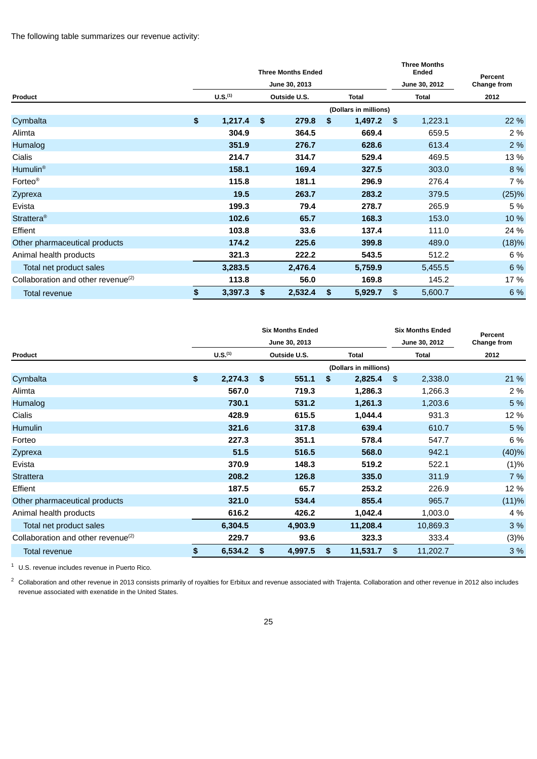The following table summarizes our revenue activity:

| Product | Three Months Ended June 30, 2013 | | | Three Months Ended June 30, 2012 | Percent Change from |
|---|---|---|---|---|---|
| | U.S.[1] | Outside U.S. | Total | Total | 2012 |
| | (Dollars in millions) | | | | |
| Cymbalta | $ 1,217.4 | $ 279.8 | $ 1,497.2 | $ 1,223.1 | 22 % |
| Alimta | 304.9 | 364.5 | 669.4 | 659.5 | 2 % |
| Humalog | 351.9 | 276.7 | 628.6 | 613.4 | 2 % |
| Cialis | 214.7 | 314.7 | 529.4 | 469.5 | 13 % |
| Humulin® | 158.1 | 169.4 | 327.5 | 303.0 | 8 % |
| Forteo® | 115.8 | 181.1 | 296.9 | 276.4 | 7 % |
| Zyprexa | 19.5 | 263.7 | 283.2 | 379.5 | (25)% |
| Evista | 199.3 | 79.4 | 278.7 | 265.9 | 5 % |
| Strattera® | 102.6 | 65.7 | 168.3 | 153.0 | 10 % |
| Effient | 103.8 | 33.6 | 137.4 | 111.0 | 24 % |
| Other pharmaceutical products | 174.2 | 225.6 | 399.8 | 489.0 | (18)% |
| Animal health products | 321.3 | 222.2 | 543.5 | 512.2 | 6 % |
| Total net product sales | 3,283.5 | 2,476.4 | 5,759.9 | 5,455.5 | 6 % |
| Collaboration and other revenue[2] | 113.8 | 56.0 | 169.8 | 145.2 | 17 % |
| Total revenue | $ 3,397.3 | $ 2,532.4 | $ 5,929.7 | $ 5,600.7 | 6 % |

| Product | Six Months Ended June 30, 2013 | | | Six Months Ended June 30, 2012 | Percent Change from |
|---|---|---|---|---|---|
| | U.S.[1] | Outside U.S. | Total | Total | 2012 |
| | (Dollars in millions) | | | | |
| Cymbalta | $ 2,274.3 | $ 551.1 | $ 2,825.4 | $ 2,338.0 | 21 % |
| Alimta | 567.0 | 719.3 | 1,286.3 | 1,266.3 | 2 % |
| Humalog | 730.1 | 531.2 | 1,261.3 | 1,203.6 | 5 % |
| Cialis | 428.9 | 615.5 | 1,044.4 | 931.3 | 12 % |
| Humulin | 321.6 | 317.8 | 639.4 | 610.7 | 5 % |
| Forteo | 227.3 | 351.1 | 578.4 | 547.7 | 6 % |
| Zyprexa | 51.5 | 516.5 | 568.0 | 942.1 | (40)% |
| Evista | 370.9 | 148.3 | 519.2 | 522.1 | (1)% |
| Strattera | 208.2 | 126.8 | 335.0 | 311.9 | 7 % |
| Effient | 187.5 | 65.7 | 253.2 | 226.9 | 12 % |
| Other pharmaceutical products | 321.0 | 534.4 | 855.4 | 965.7 | (11)% |
| Animal health products | 616.2 | 426.2 | 1,042.4 | 1,003.0 | 4 % |
| Total net product sales | 6,304.5 | 4,903.9 | 11,208.4 | 10,869.3 | 3 % |
| Collaboration and other revenue[2] | 229.7 | 93.6 | 323.3 | 333.4 | (3)% |
| Total revenue | $ 6,534.2 | $ 4,997.5 | $ 11,531.7 | $ 11,202.7 | 3 % |

[1] U.S. revenue includes revenue in Puerto Rico.

[2] Collaboration and other revenue in 2013 consists primarily of royalties for Erbitux and revenue associated with Trajenta. Collaboration and other revenue in 2012 also includes revenue associated with exenatide in the United States.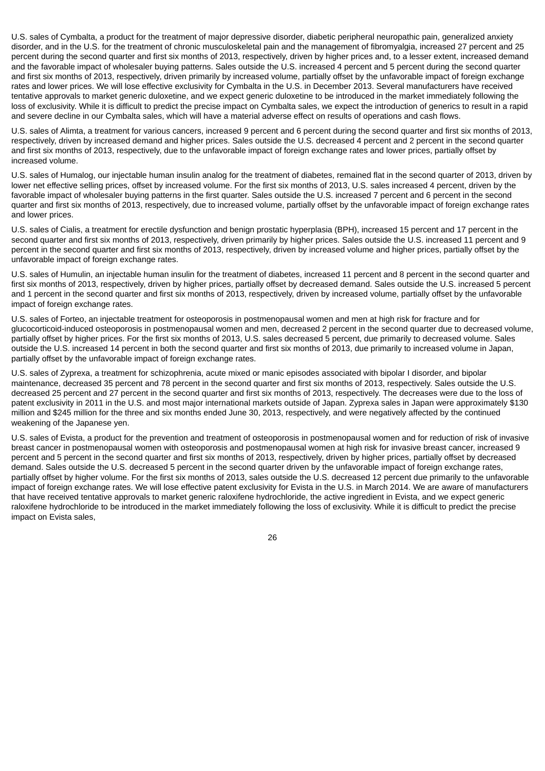U.S. sales of Cymbalta, a product for the treatment of major depressive disorder, diabetic peripheral neuropathic pain, generalized anxiety disorder, and in the U.S. for the treatment of chronic musculoskeletal pain and the management of fibromyalgia, increased 27 percent and 25 percent during the second quarter and first six months of 2013, respectively, driven by higher prices and, to a lesser extent, increased demand and the favorable impact of wholesaler buying patterns. Sales outside the U.S. increased 4 percent and 5 percent during the second quarter and first six months of 2013, respectively, driven primarily by increased volume, partially offset by the unfavorable impact of foreign exchange rates and lower prices. We will lose effective exclusivity for Cymbalta in the U.S. in December 2013. Several manufacturers have received tentative approvals to market generic duloxetine, and we expect generic duloxetine to be introduced in the market immediately following the loss of exclusivity. While it is difficult to predict the precise impact on Cymbalta sales, we expect the introduction of generics to result in a rapid and severe decline in our Cymbalta sales, which will have a material adverse effect on results of operations and cash flows.

U.S. sales of Alimta, a treatment for various cancers, increased 9 percent and 6 percent during the second quarter and first six months of 2013, respectively, driven by increased demand and higher prices. Sales outside the U.S. decreased 4 percent and 2 percent in the second quarter and first six months of 2013, respectively, due to the unfavorable impact of foreign exchange rates and lower prices, partially offset by increased volume.

U.S. sales of Humalog, our injectable human insulin analog for the treatment of diabetes, remained flat in the second quarter of 2013, driven by lower net effective selling prices, offset by increased volume. For the first six months of 2013, U.S. sales increased 4 percent, driven by the favorable impact of wholesaler buying patterns in the first quarter. Sales outside the U.S. increased 7 percent and 6 percent in the second quarter and first six months of 2013, respectively, due to increased volume, partially offset by the unfavorable impact of foreign exchange rates and lower prices.

U.S. sales of Cialis, a treatment for erectile dysfunction and benign prostatic hyperplasia (BPH), increased 15 percent and 17 percent in the second quarter and first six months of 2013, respectively, driven primarily by higher prices. Sales outside the U.S. increased 11 percent and 9 percent in the second quarter and first six months of 2013, respectively, driven by increased volume and higher prices, partially offset by the unfavorable impact of foreign exchange rates.

U.S. sales of Humulin, an injectable human insulin for the treatment of diabetes, increased 11 percent and 8 percent in the second quarter and first six months of 2013, respectively, driven by higher prices, partially offset by decreased demand. Sales outside the U.S. increased 5 percent and 1 percent in the second quarter and first six months of 2013, respectively, driven by increased volume, partially offset by the unfavorable impact of foreign exchange rates.

U.S. sales of Forteo, an injectable treatment for osteoporosis in postmenopausal women and men at high risk for fracture and for glucocorticoid-induced osteoporosis in postmenopausal women and men, decreased 2 percent in the second quarter due to decreased volume, partially offset by higher prices. For the first six months of 2013, U.S. sales decreased 5 percent, due primarily to decreased volume. Sales outside the U.S. increased 14 percent in both the second quarter and first six months of 2013, due primarily to increased volume in Japan, partially offset by the unfavorable impact of foreign exchange rates.

U.S. sales of Zyprexa, a treatment for schizophrenia, acute mixed or manic episodes associated with bipolar I disorder, and bipolar maintenance, decreased 35 percent and 78 percent in the second quarter and first six months of 2013, respectively. Sales outside the U.S. decreased 25 percent and 27 percent in the second quarter and first six months of 2013, respectively. The decreases were due to the loss of patent exclusivity in 2011 in the U.S. and most major international markets outside of Japan. Zyprexa sales in Japan were approximately $130 million and $245 million for the three and six months ended June 30, 2013, respectively, and were negatively affected by the continued weakening of the Japanese yen.

U.S. sales of Evista, a product for the prevention and treatment of osteoporosis in postmenopausal women and for reduction of risk of invasive breast cancer in postmenopausal women with osteoporosis and postmenopausal women at high risk for invasive breast cancer, increased 9 percent and 5 percent in the second quarter and first six months of 2013, respectively, driven by higher prices, partially offset by decreased demand. Sales outside the U.S. decreased 5 percent in the second quarter driven by the unfavorable impact of foreign exchange rates, partially offset by higher volume. For the first six months of 2013, sales outside the U.S. decreased 12 percent due primarily to the unfavorable impact of foreign exchange rates. We will lose effective patent exclusivity for Evista in the U.S. in March 2014. We are aware of manufacturers that have received tentative approvals to market generic raloxifene hydrochloride, the active ingredient in Evista, and we expect generic raloxifene hydrochloride to be introduced in the market immediately following the loss of exclusivity. While it is difficult to predict the precise impact on Evista sales,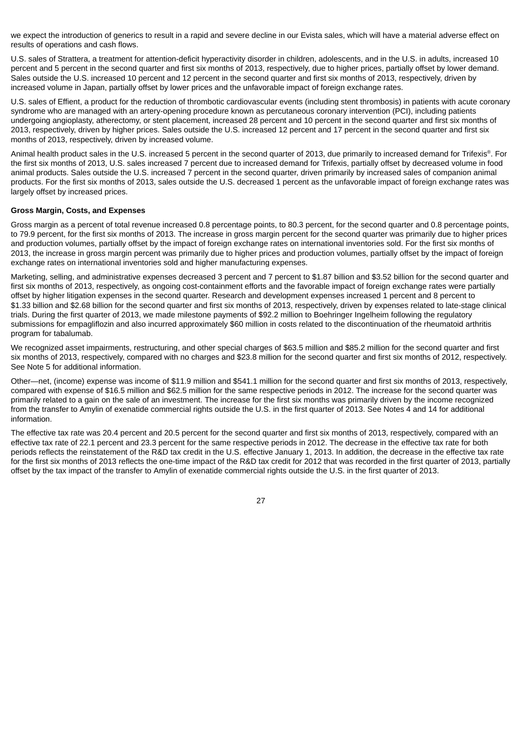we expect the introduction of generics to result in a rapid and severe decline in our Evista sales, which will have a material adverse effect on results of operations and cash flows.

U.S. sales of Strattera, a treatment for attention-deficit hyperactivity disorder in children, adolescents, and in the U.S. in adults, increased 10 percent and 5 percent in the second quarter and first six months of 2013, respectively, due to higher prices, partially offset by lower demand. Sales outside the U.S. increased 10 percent and 12 percent in the second quarter and first six months of 2013, respectively, driven by increased volume in Japan, partially offset by lower prices and the unfavorable impact of foreign exchange rates.

U.S. sales of Effient, a product for the reduction of thrombotic cardiovascular events (including stent thrombosis) in patients with acute coronary syndrome who are managed with an artery-opening procedure known as percutaneous coronary intervention (PCI), including patients undergoing angioplasty, atherectomy, or stent placement, increased 28 percent and 10 percent in the second quarter and first six months of 2013, respectively, driven by higher prices. Sales outside the U.S. increased 12 percent and 17 percent in the second quarter and first six months of 2013, respectively, driven by increased volume.

Animal health product sales in the U.S. increased 5 percent in the second quarter of 2013, due primarily to increased demand for Trifexis®. For the first six months of 2013, U.S. sales increased 7 percent due to increased demand for Trifexis, partially offset by decreased volume in food animal products. Sales outside the U.S. increased 7 percent in the second quarter, driven primarily by increased sales of companion animal products. For the first six months of 2013, sales outside the U.S. decreased 1 percent as the unfavorable impact of foreign exchange rates was largely offset by increased prices.

**Gross Margin, Costs, and Expenses**

Gross margin as a percent of total revenue increased 0.8 percentage points, to 80.3 percent, for the second quarter and 0.8 percentage points, to 79.9 percent, for the first six months of 2013. The increase in gross margin percent for the second quarter was primarily due to higher prices and production volumes, partially offset by the impact of foreign exchange rates on international inventories sold. For the first six months of 2013, the increase in gross margin percent was primarily due to higher prices and production volumes, partially offset by the impact of foreign exchange rates on international inventories sold and higher manufacturing expenses.

Marketing, selling, and administrative expenses decreased 3 percent and 7 percent to $1.87 billion and $3.52 billion for the second quarter and first six months of 2013, respectively, as ongoing cost-containment efforts and the favorable impact of foreign exchange rates were partially offset by higher litigation expenses in the second quarter. Research and development expenses increased 1 percent and 8 percent to $1.33 billion and $2.68 billion for the second quarter and first six months of 2013, respectively, driven by expenses related to late-stage clinical trials. During the first quarter of 2013, we made milestone payments of $92.2 million to Boehringer Ingelheim following the regulatory submissions for empagliflozin and also incurred approximately $60 million in costs related to the discontinuation of the rheumatoid arthritis program for tabalumab.

We recognized asset impairments, restructuring, and other special charges of $63.5 million and $85.2 million for the second quarter and first six months of 2013, respectively, compared with no charges and $23.8 million for the second quarter and first six months of 2012, respectively. See Note 5 for additional information.

Other—net, (income) expense was income of $11.9 million and $541.1 million for the second quarter and first six months of 2013, respectively, compared with expense of $16.5 million and $62.5 million for the same respective periods in 2012. The increase for the second quarter was primarily related to a gain on the sale of an investment. The increase for the first six months was primarily driven by the income recognized from the transfer to Amylin of exenatide commercial rights outside the U.S. in the first quarter of 2013. See Notes 4 and 14 for additional information.

The effective tax rate was 20.4 percent and 20.5 percent for the second quarter and first six months of 2013, respectively, compared with an effective tax rate of 22.1 percent and 23.3 percent for the same respective periods in 2012. The decrease in the effective tax rate for both periods reflects the reinstatement of the R&D tax credit in the U.S. effective January 1, 2013. In addition, the decrease in the effective tax rate for the first six months of 2013 reflects the one-time impact of the R&D tax credit for 2012 that was recorded in the first quarter of 2013, partially offset by the tax impact of the transfer to Amylin of exenatide commercial rights outside the U.S. in the first quarter of 2013.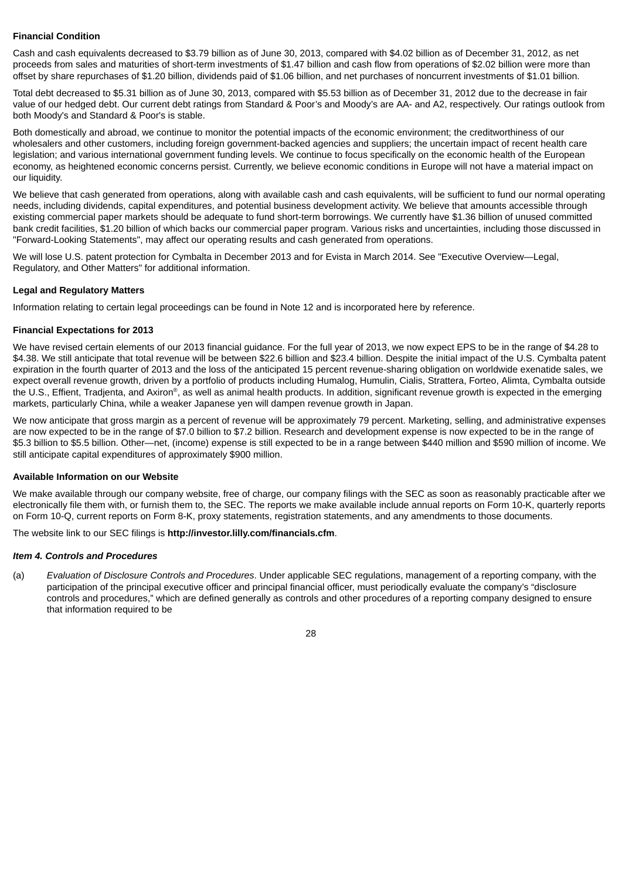**Financial Condition**

Cash and cash equivalents decreased to $3.79 billion as of June 30, 2013, compared with $4.02 billion as of December 31, 2012, as net proceeds from sales and maturities of short-term investments of $1.47 billion and cash flow from operations of $2.02 billion were more than offset by share repurchases of $1.20 billion, dividends paid of $1.06 billion, and net purchases of noncurrent investments of $1.01 billion.

Total debt decreased to $5.31 billion as of June 30, 2013, compared with $5.53 billion as of December 31, 2012 due to the decrease in fair value of our hedged debt. Our current debt ratings from Standard & Poor's and Moody's are AA- and A2, respectively. Our ratings outlook from both Moody's and Standard & Poor's is stable.

Both domestically and abroad, we continue to monitor the potential impacts of the economic environment; the creditworthiness of our wholesalers and other customers, including foreign government-backed agencies and suppliers; the uncertain impact of recent health care legislation; and various international government funding levels. We continue to focus specifically on the economic health of the European economy, as heightened economic concerns persist. Currently, we believe economic conditions in Europe will not have a material impact on our liquidity.

We believe that cash generated from operations, along with available cash and cash equivalents, will be sufficient to fund our normal operating needs, including dividends, capital expenditures, and potential business development activity. We believe that amounts accessible through existing commercial paper markets should be adequate to fund short-term borrowings. We currently have $1.36 billion of unused committed bank credit facilities, $1.20 billion of which backs our commercial paper program. Various risks and uncertainties, including those discussed in "Forward-Looking Statements", may affect our operating results and cash generated from operations.

We will lose U.S. patent protection for Cymbalta in December 2013 and for Evista in March 2014. See "Executive Overview—Legal, Regulatory, and Other Matters" for additional information.

**Legal and Regulatory Matters**

Information relating to certain legal proceedings can be found in Note 12 and is incorporated here by reference.

**Financial Expectations for 2013**

We have revised certain elements of our 2013 financial guidance. For the full year of 2013, we now expect EPS to be in the range of $4.28 to $4.38. We still anticipate that total revenue will be between $22.6 billion and $23.4 billion. Despite the initial impact of the U.S. Cymbalta patent expiration in the fourth quarter of 2013 and the loss of the anticipated 15 percent revenue-sharing obligation on worldwide exenatide sales, we expect overall revenue growth, driven by a portfolio of products including Humalog, Humulin, Cialis, Strattera, Forteo, Alimta, Cymbalta outside the U.S., Effient, Tradjenta, and Axiron®, as well as animal health products. In addition, significant revenue growth is expected in the emerging markets, particularly China, while a weaker Japanese yen will dampen revenue growth in Japan.

We now anticipate that gross margin as a percent of revenue will be approximately 79 percent. Marketing, selling, and administrative expenses are now expected to be in the range of $7.0 billion to $7.2 billion. Research and development expense is now expected to be in the range of $5.3 billion to $5.5 billion. Other—net, (income) expense is still expected to be in a range between $440 million and $590 million of income. We still anticipate capital expenditures of approximately $900 million.

**Available Information on our Website**

We make available through our company website, free of charge, our company filings with the SEC as soon as reasonably practicable after we electronically file them with, or furnish them to, the SEC. The reports we make available include annual reports on Form 10-K, quarterly reports on Form 10-Q, current reports on Form 8-K, proxy statements, registration statements, and any amendments to those documents.

The website link to our SEC filings is **http://investor.lilly.com/financials.cfm**.

***Item 4. Controls and Procedures***

(a) *Evaluation of Disclosure Controls and Procedures*. Under applicable SEC regulations, management of a reporting company, with the participation of the principal executive officer and principal financial officer, must periodically evaluate the company's "disclosure controls and procedures," which are defined generally as controls and other procedures of a reporting company designed to ensure that information required to be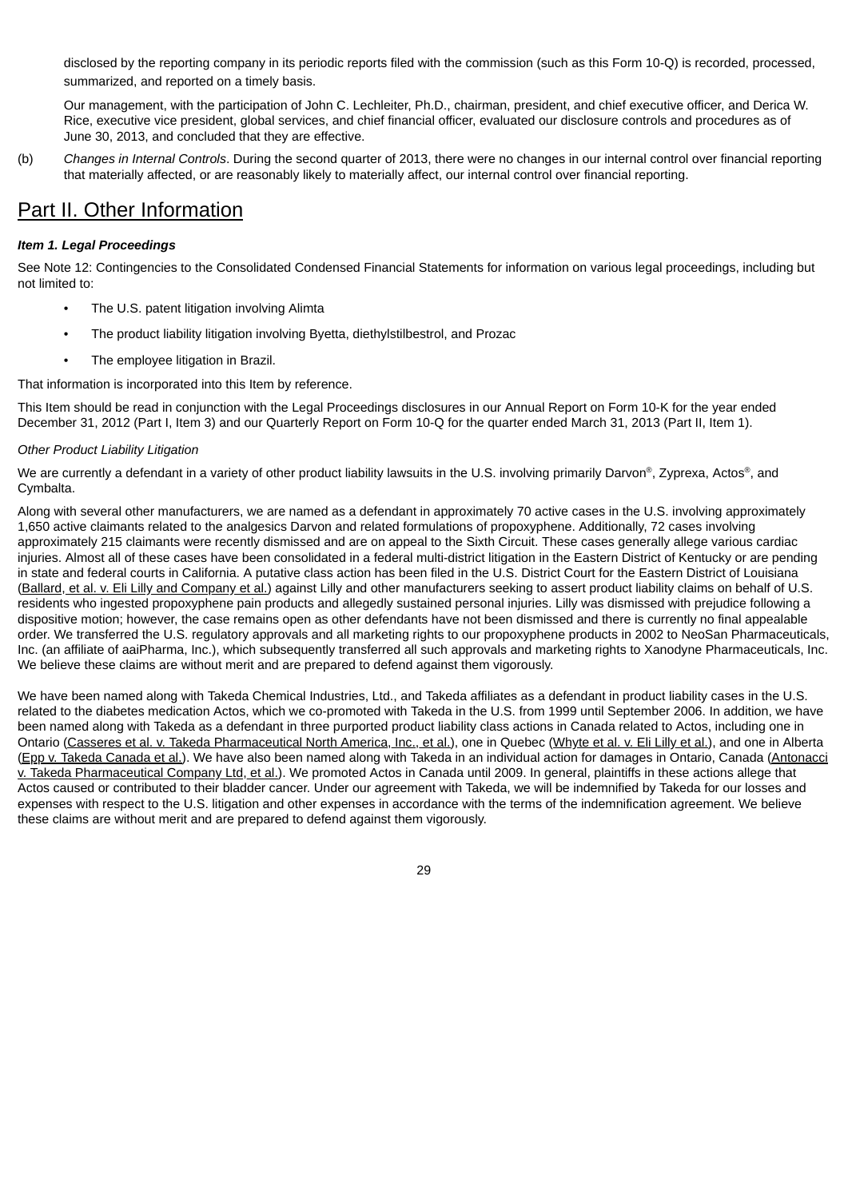disclosed by the reporting company in its periodic reports filed with the commission (such as this Form 10-Q) is recorded, processed, summarized, and reported on a timely basis.

Our management, with the participation of John C. Lechleiter, Ph.D., chairman, president, and chief executive officer, and Derica W. Rice, executive vice president, global services, and chief financial officer, evaluated our disclosure controls and procedures as of June 30, 2013, and concluded that they are effective.

(b) *Changes in Internal Controls*. During the second quarter of 2013, there were no changes in our internal control over financial reporting that materially affected, or are reasonably likely to materially affect, our internal control over financial reporting.

# Part II. Other Information

***Item 1. Legal Proceedings***

See Note 12: Contingencies to the Consolidated Condensed Financial Statements for information on various legal proceedings, including but not limited to:

- The U.S. patent litigation involving Alimta
- The product liability litigation involving Byetta, diethylstilbestrol, and Prozac
- The employee litigation in Brazil.

That information is incorporated into this Item by reference.

This Item should be read in conjunction with the Legal Proceedings disclosures in our Annual Report on Form 10-K for the year ended December 31, 2012 (Part I, Item 3) and our Quarterly Report on Form 10-Q for the quarter ended March 31, 2013 (Part II, Item 1).

*Other Product Liability Litigation*

We are currently a defendant in a variety of other product liability lawsuits in the U.S. involving primarily Darvon®, Zyprexa, Actos®, and Cymbalta.

Along with several other manufacturers, we are named as a defendant in approximately 70 active cases in the U.S. involving approximately 1,650 active claimants related to the analgesics Darvon and related formulations of propoxyphene. Additionally, 72 cases involving approximately 215 claimants were recently dismissed and are on appeal to the Sixth Circuit. These cases generally allege various cardiac injuries. Almost all of these cases have been consolidated in a federal multi-district litigation in the Eastern District of Kentucky or are pending in state and federal courts in California. A putative class action has been filed in the U.S. District Court for the Eastern District of Louisiana (Ballard, et al. v. Eli Lilly and Company et al.) against Lilly and other manufacturers seeking to assert product liability claims on behalf of U.S. residents who ingested propoxyphene pain products and allegedly sustained personal injuries. Lilly was dismissed with prejudice following a dispositive motion; however, the case remains open as other defendants have not been dismissed and there is currently no final appealable order. We transferred the U.S. regulatory approvals and all marketing rights to our propoxyphene products in 2002 to NeoSan Pharmaceuticals, Inc. (an affiliate of aaiPharma, Inc.), which subsequently transferred all such approvals and marketing rights to Xanodyne Pharmaceuticals, Inc. We believe these claims are without merit and are prepared to defend against them vigorously.

We have been named along with Takeda Chemical Industries, Ltd., and Takeda affiliates as a defendant in product liability cases in the U.S. related to the diabetes medication Actos, which we co-promoted with Takeda in the U.S. from 1999 until September 2006. In addition, we have been named along with Takeda as a defendant in three purported product liability class actions in Canada related to Actos, including one in Ontario (Casseres et al. v. Takeda Pharmaceutical North America, Inc., et al.), one in Quebec (Whyte et al. v. Eli Lilly et al.), and one in Alberta (Epp v. Takeda Canada et al.). We have also been named along with Takeda in an individual action for damages in Ontario, Canada (Antonacci v. Takeda Pharmaceutical Company Ltd, et al.). We promoted Actos in Canada until 2009. In general, plaintiffs in these actions allege that Actos caused or contributed to their bladder cancer. Under our agreement with Takeda, we will be indemnified by Takeda for our losses and expenses with respect to the U.S. litigation and other expenses in accordance with the terms of the indemnification agreement. We believe these claims are without merit and are prepared to defend against them vigorously.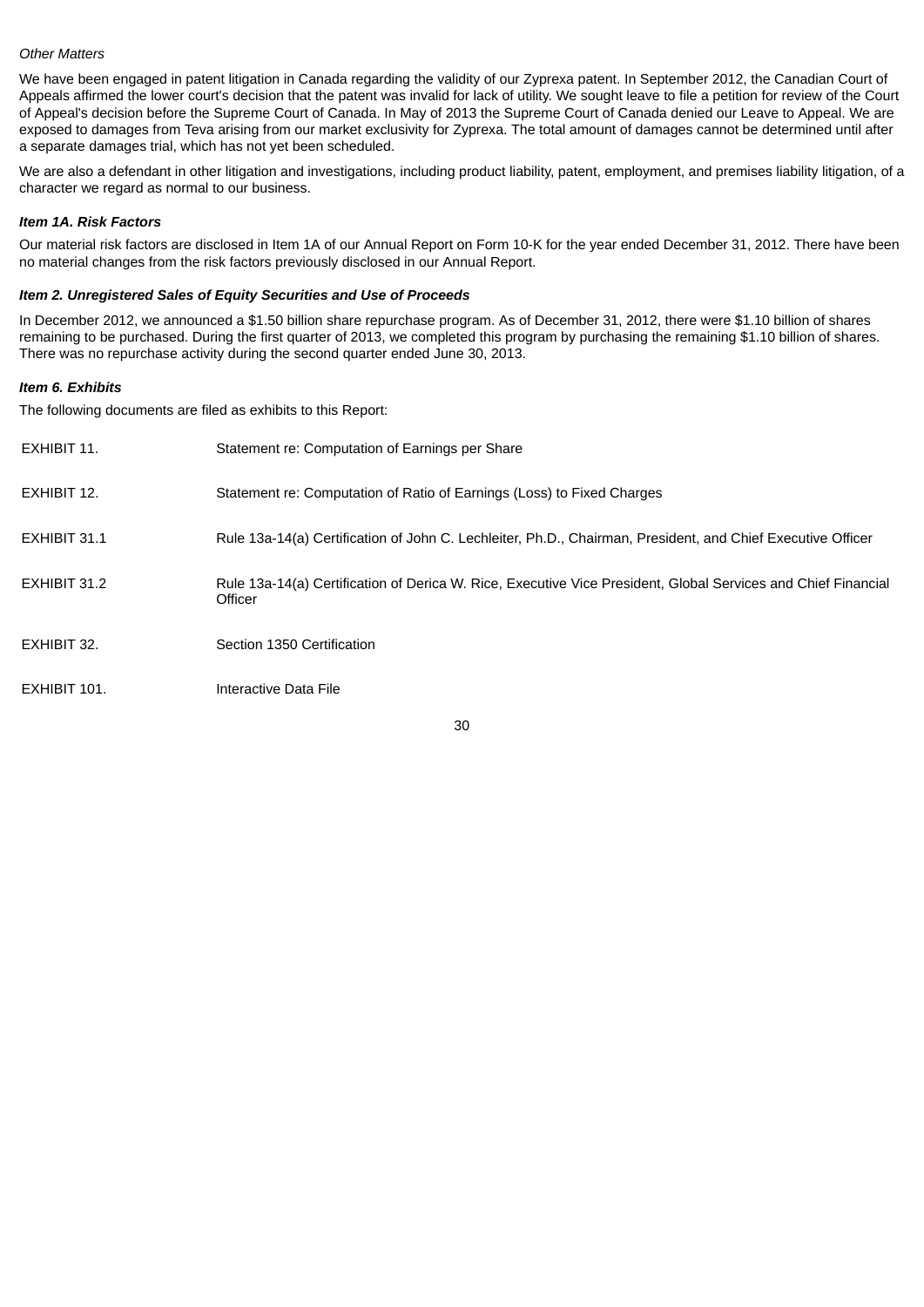*Other Matters*

We have been engaged in patent litigation in Canada regarding the validity of our Zyprexa patent. In September 2012, the Canadian Court of Appeals affirmed the lower court's decision that the patent was invalid for lack of utility. We sought leave to file a petition for review of the Court of Appeal's decision before the Supreme Court of Canada. In May of 2013 the Supreme Court of Canada denied our Leave to Appeal. We are exposed to damages from Teva arising from our market exclusivity for Zyprexa. The total amount of damages cannot be determined until after a separate damages trial, which has not yet been scheduled.

We are also a defendant in other litigation and investigations, including product liability, patent, employment, and premises liability litigation, of a character we regard as normal to our business.

***Item 1A. Risk Factors***

Our material risk factors are disclosed in Item 1A of our Annual Report on Form 10-K for the year ended December 31, 2012. There have been no material changes from the risk factors previously disclosed in our Annual Report.

***Item 2. Unregistered Sales of Equity Securities and Use of Proceeds***

In December 2012, we announced a $1.50 billion share repurchase program. As of December 31, 2012, there were $1.10 billion of shares remaining to be purchased. During the first quarter of 2013, we completed this program by purchasing the remaining $1.10 billion of shares. There was no repurchase activity during the second quarter ended June 30, 2013.

***Item 6. Exhibits***

The following documents are filed as exhibits to this Report:

| | |
|---|---|
| EXHIBIT 11. | Statement re: Computation of Earnings per Share |
| EXHIBIT 12. | Statement re: Computation of Ratio of Earnings (Loss) to Fixed Charges |
| EXHIBIT 31.1 | Rule 13a-14(a) Certification of John C. Lechleiter, Ph.D., Chairman, President, and Chief Executive Officer |
| EXHIBIT 31.2 | Rule 13a-14(a) Certification of Derica W. Rice, Executive Vice President, Global Services and Chief Financial Officer |
| EXHIBIT 32. | Section 1350 Certification |
| EXHIBIT 101. | Interactive Data File |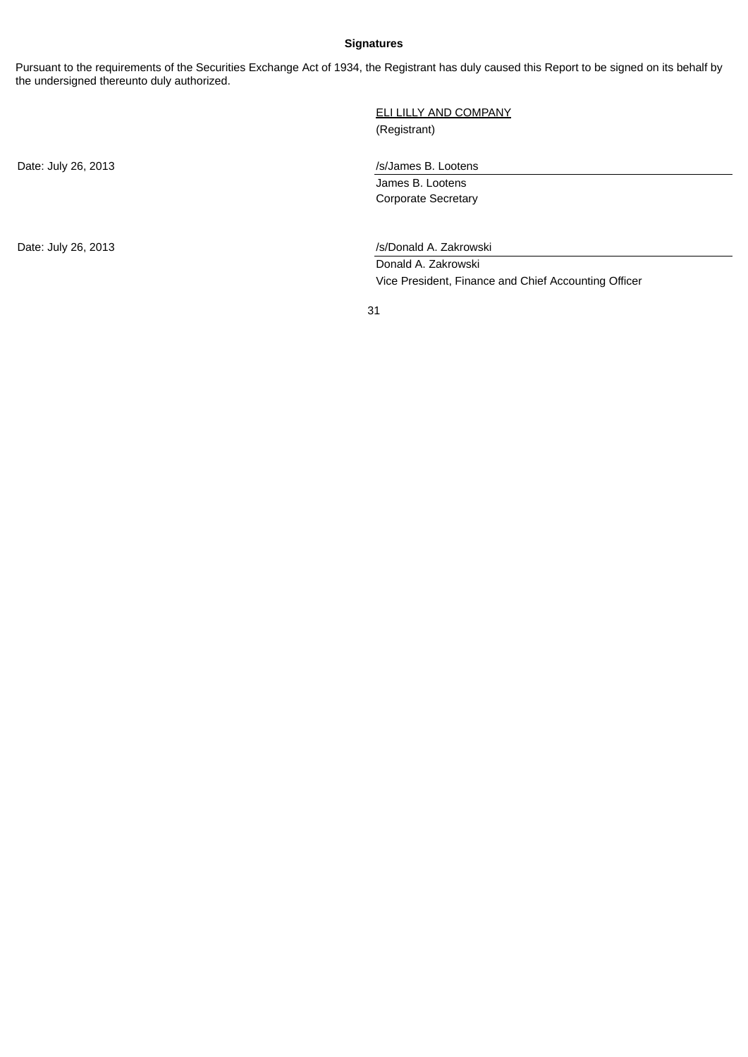**Signatures**

Pursuant to the requirements of the Securities Exchange Act of 1934, the Registrant has duly caused this Report to be signed on its behalf by the undersigned thereunto duly authorized.

ELI LILLY AND COMPANY
(Registrant)

Date: July 26, 2013

/s/James B. Lootens
James B. Lootens
Corporate Secretary

Date: July 26, 2013

/s/Donald A. Zakrowski
Donald A. Zakrowski
Vice President, Finance and Chief Accounting Officer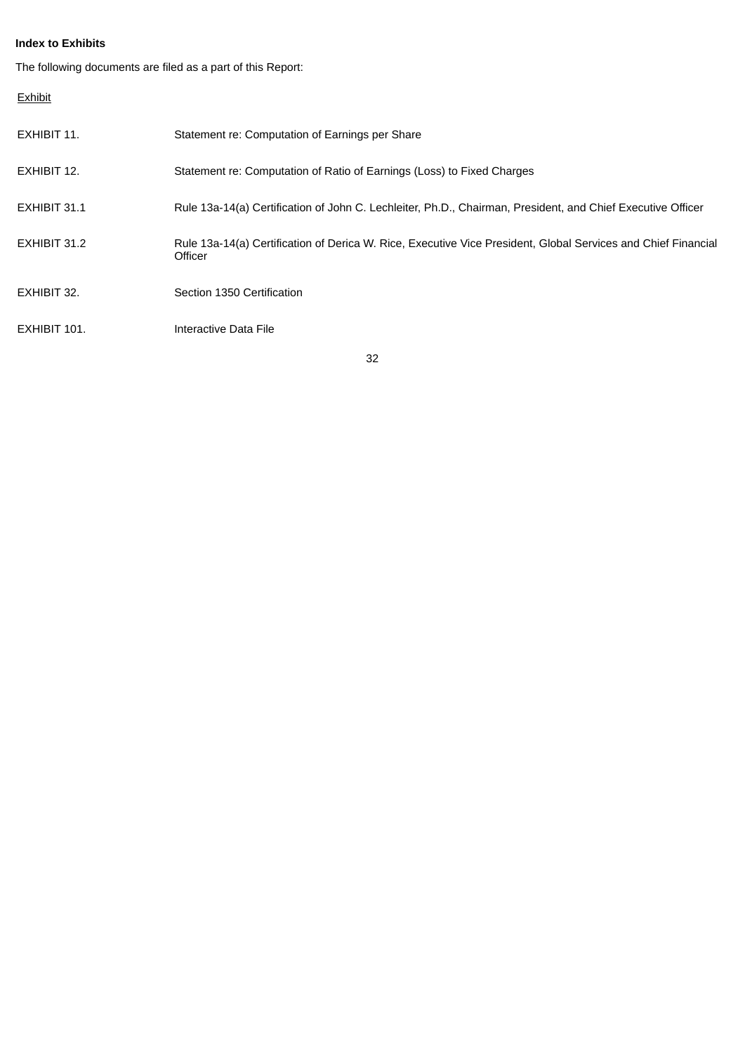**Index to Exhibits**

The following documents are filed as a part of this Report:

| Exhibit | |
|---|---|
| EXHIBIT 11. | Statement re: Computation of Earnings per Share |
| EXHIBIT 12. | Statement re: Computation of Ratio of Earnings (Loss) to Fixed Charges |
| EXHIBIT 31.1 | Rule 13a-14(a) Certification of John C. Lechleiter, Ph.D., Chairman, President, and Chief Executive Officer |
| EXHIBIT 31.2 | Rule 13a-14(a) Certification of Derica W. Rice, Executive Vice President, Global Services and Chief Financial Officer |
| EXHIBIT 32. | Section 1350 Certification |
| EXHIBIT 101. | Interactive Data File |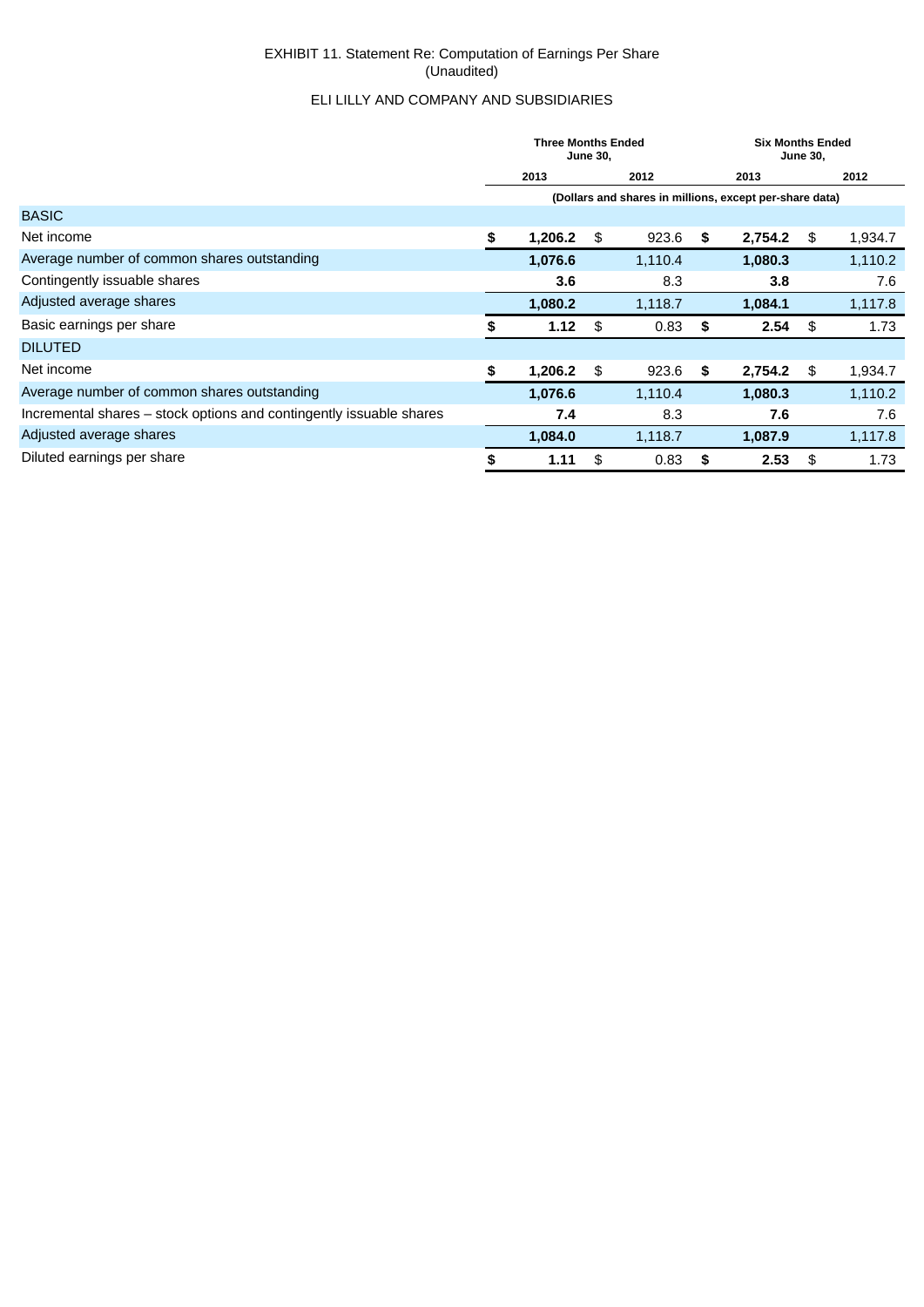EXHIBIT 11. Statement Re: Computation of Earnings Per Share
(Unaudited)

ELI LILLY AND COMPANY AND SUBSIDIARIES

| | Three Months Ended June 30, | | Six Months Ended June 30, | |
|---|---|---|---|---|
| | 2013 | 2012 | 2013 | 2012 |
| | (Dollars and shares in millions, except per-share data) | | | |
| BASIC | | | | |
| Net income | **$ 1,206.2** | $ 923.6 | **$ 2,754.2** | $ 1,934.7 |
| Average number of common shares outstanding | **1,076.6** | 1,110.4 | **1,080.3** | 1,110.2 |
| Contingently issuable shares | **3.6** | 8.3 | **3.8** | 7.6 |
| Adjusted average shares | **1,080.2** | 1,118.7 | **1,084.1** | 1,117.8 |
| Basic earnings per share | **$ 1.12** | $ 0.83 | **$ 2.54** | $ 1.73 |
| DILUTED | | | | |
| Net income | **$ 1,206.2** | $ 923.6 | **$ 2,754.2** | $ 1,934.7 |
| Average number of common shares outstanding | **1,076.6** | 1,110.4 | **1,080.3** | 1,110.2 |
| Incremental shares – stock options and contingently issuable shares | **7.4** | 8.3 | **7.6** | 7.6 |
| Adjusted average shares | **1,084.0** | 1,118.7 | **1,087.9** | 1,117.8 |
| Diluted earnings per share | **$ 1.11** | $ 0.83 | **$ 2.53** | $ 1.73 |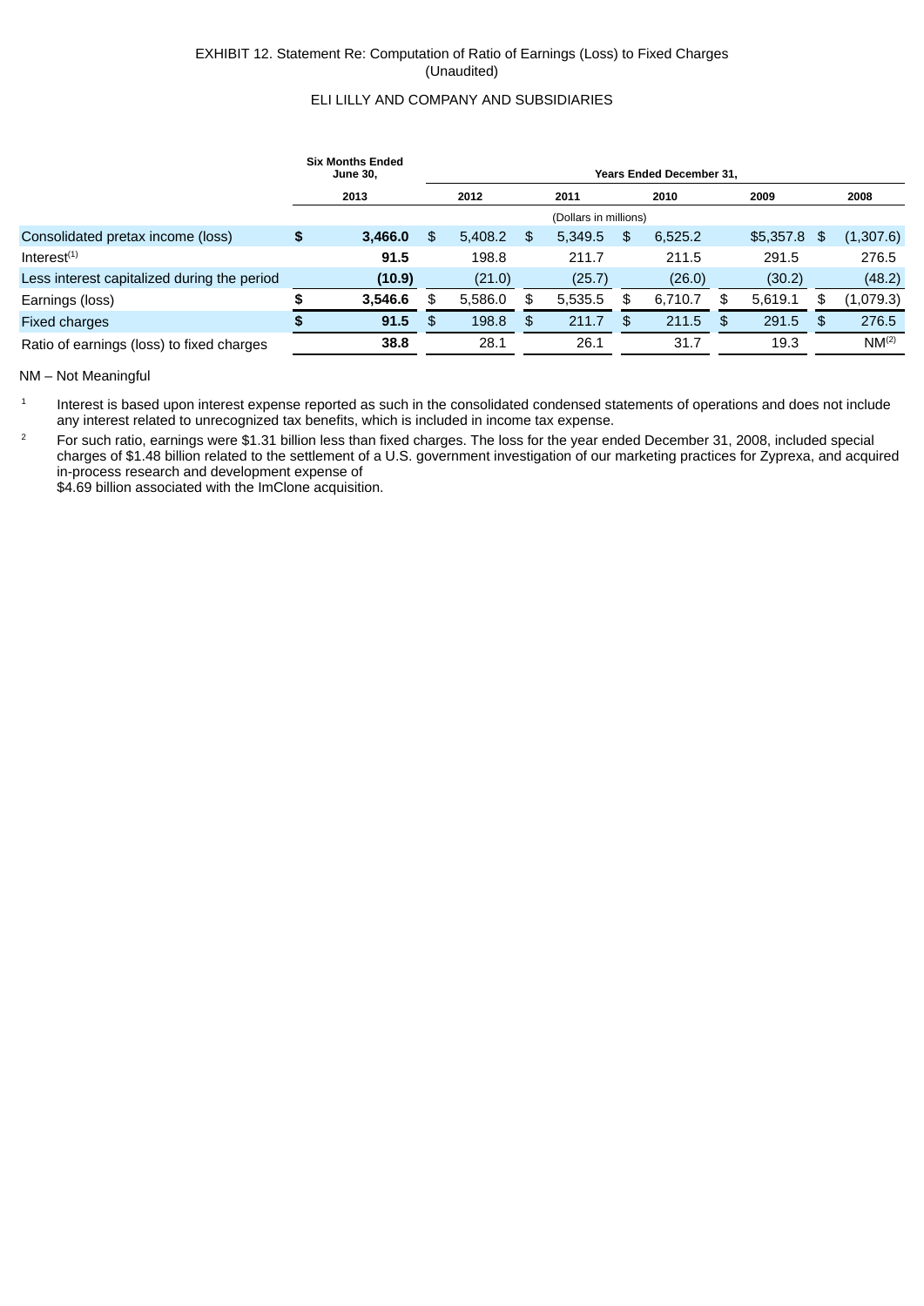EXHIBIT 12. Statement Re: Computation of Ratio of Earnings (Loss) to Fixed Charges
(Unaudited)

ELI LILLY AND COMPANY AND SUBSIDIARIES

| | Six Months Ended June 30, | Years Ended December 31, | | | | |
|---|---|---|---|---|---|---|
| | **2013** | **2012** | **2011** | **2010** | **2009** | **2008** |
| | (Dollars in millions) | | | | | |
| Consolidated pretax income (loss) | **$ 3,466.0** | $ 5,408.2 | $ 5,349.5 | $ 6,525.2 | $5,357.8 | $ (1,307.6) |
| Interest[1] | **91.5** | 198.8 | 211.7 | 211.5 | 291.5 | 276.5 |
| Less interest capitalized during the period | **(10.9)** | (21.0) | (25.7) | (26.0) | (30.2) | (48.2) |
| Earnings (loss) | **$ 3,546.6** | $ 5,586.0 | $ 5,535.5 | $ 6,710.7 | $ 5,619.1 | $ (1,079.3) |
| Fixed charges | **$ 91.5** | $ 198.8 | $ 211.7 | $ 211.5 | $ 291.5 | $ 276.5 |
| Ratio of earnings (loss) to fixed charges | **38.8** | 28.1 | 26.1 | 31.7 | 19.3 | NM[2] |

NM – Not Meaningful

[1] Interest is based upon interest expense reported as such in the consolidated condensed statements of operations and does not include any interest related to unrecognized tax benefits, which is included in income tax expense.

[2] For such ratio, earnings were $1.31 billion less than fixed charges. The loss for the year ended December 31, 2008, included special charges of $1.48 billion related to the settlement of a U.S. government investigation of our marketing practices for Zyprexa, and acquired in-process research and development expense of $4.69 billion associated with the ImClone acquisition.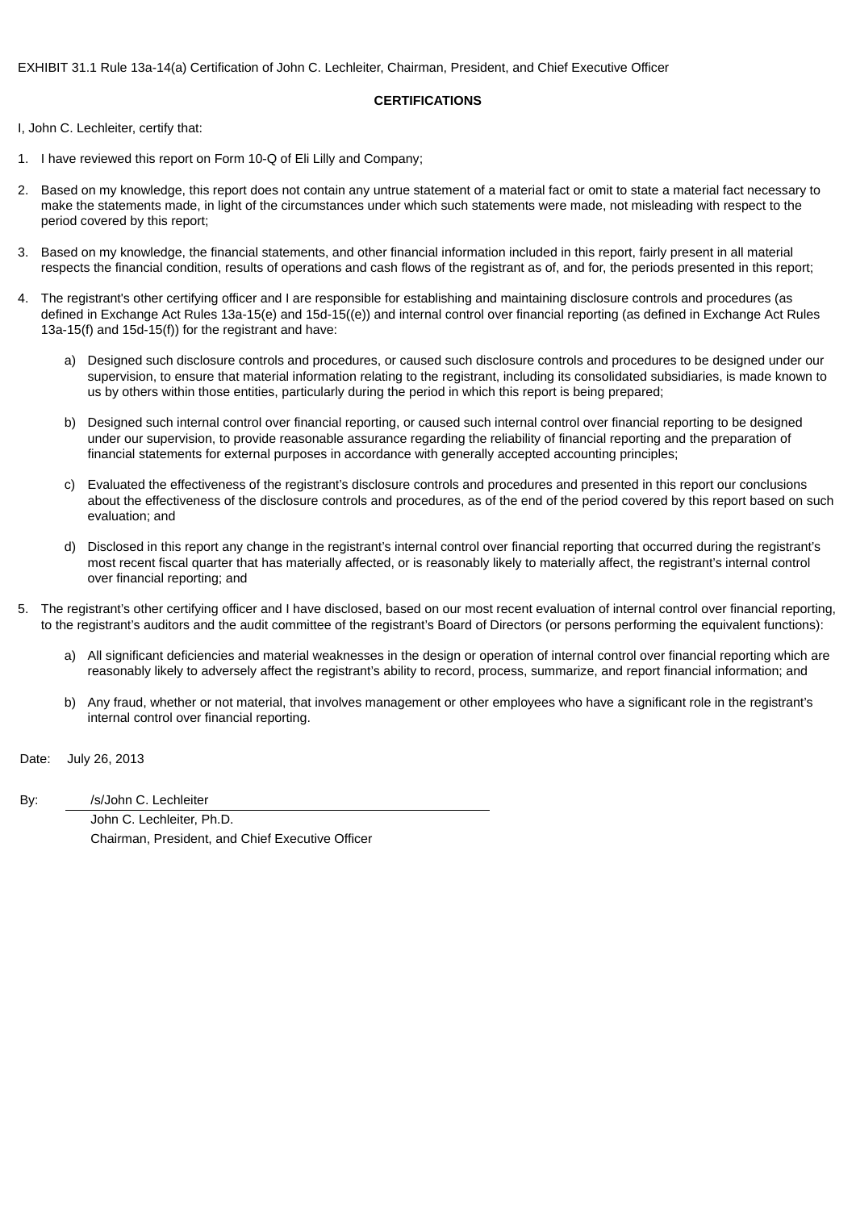EXHIBIT 31.1 Rule 13a-14(a) Certification of John C. Lechleiter, Chairman, President, and Chief Executive Officer

**CERTIFICATIONS**

I, John C. Lechleiter, certify that:

1. I have reviewed this report on Form 10-Q of Eli Lilly and Company;

2. Based on my knowledge, this report does not contain any untrue statement of a material fact or omit to state a material fact necessary to make the statements made, in light of the circumstances under which such statements were made, not misleading with respect to the period covered by this report;

3. Based on my knowledge, the financial statements, and other financial information included in this report, fairly present in all material respects the financial condition, results of operations and cash flows of the registrant as of, and for, the periods presented in this report;

4. The registrant's other certifying officer and I are responsible for establishing and maintaining disclosure controls and procedures (as defined in Exchange Act Rules 13a-15(e) and 15d-15((e)) and internal control over financial reporting (as defined in Exchange Act Rules 13a-15(f) and 15d-15(f)) for the registrant and have:

   a) Designed such disclosure controls and procedures, or caused such disclosure controls and procedures to be designed under our supervision, to ensure that material information relating to the registrant, including its consolidated subsidiaries, is made known to us by others within those entities, particularly during the period in which this report is being prepared;

   b) Designed such internal control over financial reporting, or caused such internal control over financial reporting to be designed under our supervision, to provide reasonable assurance regarding the reliability of financial reporting and the preparation of financial statements for external purposes in accordance with generally accepted accounting principles;

   c) Evaluated the effectiveness of the registrant's disclosure controls and procedures and presented in this report our conclusions about the effectiveness of the disclosure controls and procedures, as of the end of the period covered by this report based on such evaluation; and

   d) Disclosed in this report any change in the registrant's internal control over financial reporting that occurred during the registrant's most recent fiscal quarter that has materially affected, or is reasonably likely to materially affect, the registrant's internal control over financial reporting; and

5. The registrant's other certifying officer and I have disclosed, based on our most recent evaluation of internal control over financial reporting, to the registrant's auditors and the audit committee of the registrant's Board of Directors (or persons performing the equivalent functions):

   a) All significant deficiencies and material weaknesses in the design or operation of internal control over financial reporting which are reasonably likely to adversely affect the registrant's ability to record, process, summarize, and report financial information; and

   b) Any fraud, whether or not material, that involves management or other employees who have a significant role in the registrant's internal control over financial reporting.

Date: July 26, 2013

By: /s/John C. Lechleiter
John C. Lechleiter, Ph.D.
Chairman, President, and Chief Executive Officer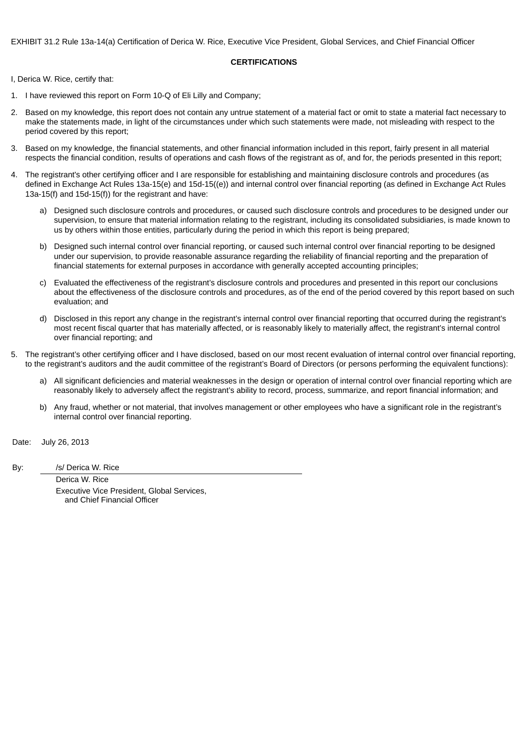EXHIBIT 31.2 Rule 13a-14(a) Certification of Derica W. Rice, Executive Vice President, Global Services, and Chief Financial Officer

**CERTIFICATIONS**

I, Derica W. Rice, certify that:

1. I have reviewed this report on Form 10-Q of Eli Lilly and Company;
2. Based on my knowledge, this report does not contain any untrue statement of a material fact or omit to state a material fact necessary to make the statements made, in light of the circumstances under which such statements were made, not misleading with respect to the period covered by this report;
3. Based on my knowledge, the financial statements, and other financial information included in this report, fairly present in all material respects the financial condition, results of operations and cash flows of the registrant as of, and for, the periods presented in this report;
4. The registrant's other certifying officer and I are responsible for establishing and maintaining disclosure controls and procedures (as defined in Exchange Act Rules 13a-15(e) and 15d-15((e)) and internal control over financial reporting (as defined in Exchange Act Rules 13a-15(f) and 15d-15(f)) for the registrant and have:
   a) Designed such disclosure controls and procedures, or caused such disclosure controls and procedures to be designed under our supervision, to ensure that material information relating to the registrant, including its consolidated subsidiaries, is made known to us by others within those entities, particularly during the period in which this report is being prepared;
   b) Designed such internal control over financial reporting, or caused such internal control over financial reporting to be designed under our supervision, to provide reasonable assurance regarding the reliability of financial reporting and the preparation of financial statements for external purposes in accordance with generally accepted accounting principles;
   c) Evaluated the effectiveness of the registrant’s disclosure controls and procedures and presented in this report our conclusions about the effectiveness of the disclosure controls and procedures, as of the end of the period covered by this report based on such evaluation; and
   d) Disclosed in this report any change in the registrant’s internal control over financial reporting that occurred during the registrant’s most recent fiscal quarter that has materially affected, or is reasonably likely to materially affect, the registrant’s internal control over financial reporting; and
5. The registrant’s other certifying officer and I have disclosed, based on our most recent evaluation of internal control over financial reporting, to the registrant’s auditors and the audit committee of the registrant’s Board of Directors (or persons performing the equivalent functions):
   a) All significant deficiencies and material weaknesses in the design or operation of internal control over financial reporting which are reasonably likely to adversely affect the registrant’s ability to record, process, summarize, and report financial information; and
   b) Any fraud, whether or not material, that involves management or other employees who have a significant role in the registrant’s internal control over financial reporting.

Date: July 26, 2013

By: /s/ Derica W. Rice

Derica W. Rice

Executive Vice President, Global Services, and Chief Financial Officer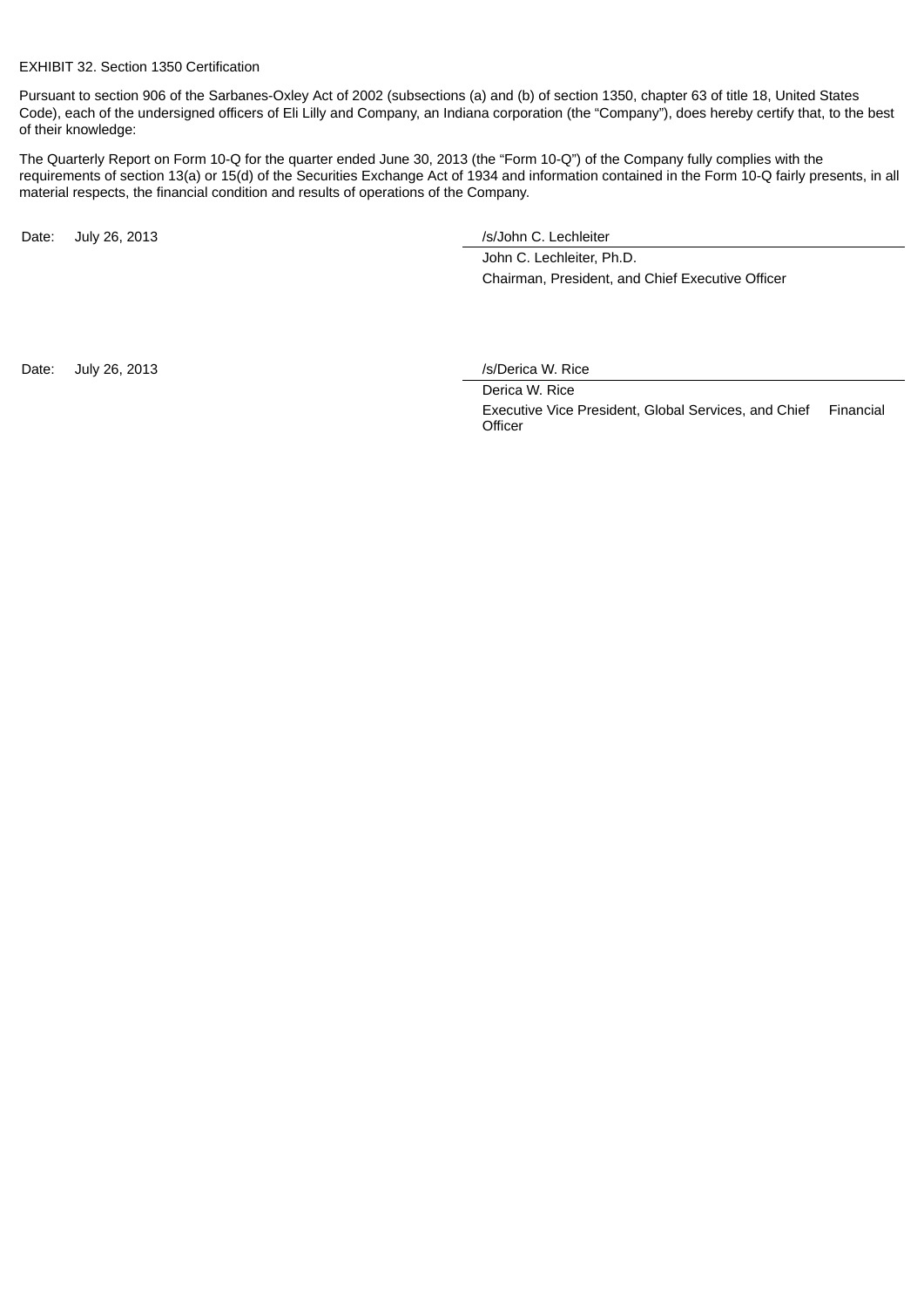EXHIBIT 32. Section 1350 Certification

Pursuant to section 906 of the Sarbanes-Oxley Act of 2002 (subsections (a) and (b) of section 1350, chapter 63 of title 18, United States Code), each of the undersigned officers of Eli Lilly and Company, an Indiana corporation (the “Company”), does hereby certify that, to the best of their knowledge:

The Quarterly Report on Form 10-Q for the quarter ended June 30, 2013 (the “Form 10-Q”) of the Company fully complies with the requirements of section 13(a) or 15(d) of the Securities Exchange Act of 1934 and information contained in the Form 10-Q fairly presents, in all material respects, the financial condition and results of operations of the Company.

Date: July 26, 2013

/s/John C. Lechleiter

John C. Lechleiter, Ph.D.

Chairman, President, and Chief Executive Officer

Date: July 26, 2013

/s/Derica W. Rice

Derica W. Rice

Executive Vice President, Global Services, and Chief Financial Officer